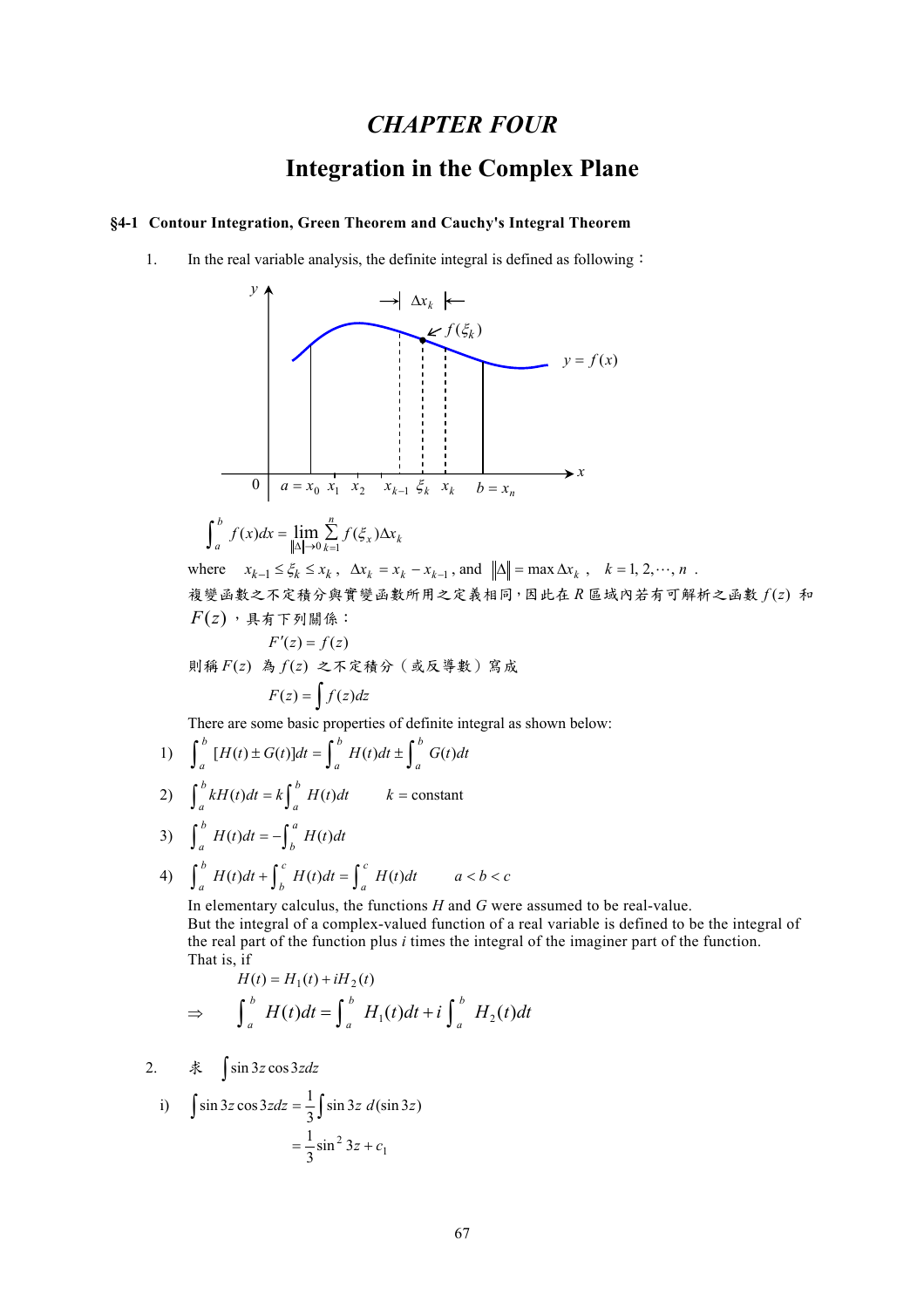# CHAPTER FOUR

# Integration in the Complex Plane

### §4-1 Contour Integration, Green Theorem and Cauchy's Integral Theorem

1. In the real variable analysis, the definite integral is defined as following：

$$\int_a^b f(x)dx = \lim_{\|\Delta\|\to 0} \sum_{k=1}^{n} f(\xi_x)\Delta x_k$$

where $x_{k-1} \le \xi_k \le x_k$, $\Delta x_k = x_k - x_{k-1}$, and $\|\Delta\| = \max \Delta x_k$, $k = 1, 2, \cdots, n$.

複變函數之不定積分與實變函數所用之定義相同，因此在 $R$ 區域內若有可解析之函數 $f(z)$ 和 $F(z)$，具有下列關係：

$$F'(z) = f(z)$$

則稱 $F(z)$ 為 $f(z)$ 之不定積分（或反導數）寫成

$$F(z) = \int f(z)dz$$

There are some basic properties of definite integral as shown below:

1) $\int_a^b [H(t) \pm G(t)]dt = \int_a^b H(t)dt \pm \int_a^b G(t)dt$

2) $\int_a^b kH(t)dt = k\int_a^b H(t)dt \qquad k = \text{constant}$

3) $\int_a^b H(t)dt = -\int_b^a H(t)dt$

4) $\int_a^b H(t)dt + \int_b^c H(t)dt = \int_a^c H(t)dt \qquad a < b < c$

In elementary calculus, the functions $H$ and $G$ were assumed to be real-value.
But the integral of a complex-valued function of a real variable is defined to be the integral of the real part of the function plus $i$ times the integral of the imaginer part of the function.
That is, if

$$H(t) = H_1(t) + iH_2(t)$$

$$\Rightarrow \quad \int_a^b H(t)dt = \int_a^b H_1(t)dt + i\int_a^b H_2(t)dt$$

2. 求 $\int \sin 3z \cos 3z dz$

i) $$\int \sin 3z \cos 3z dz = \frac{1}{3}\int \sin 3z \; d(\sin 3z)$$

$$= \frac{1}{3}\sin^2 3z + c_1$$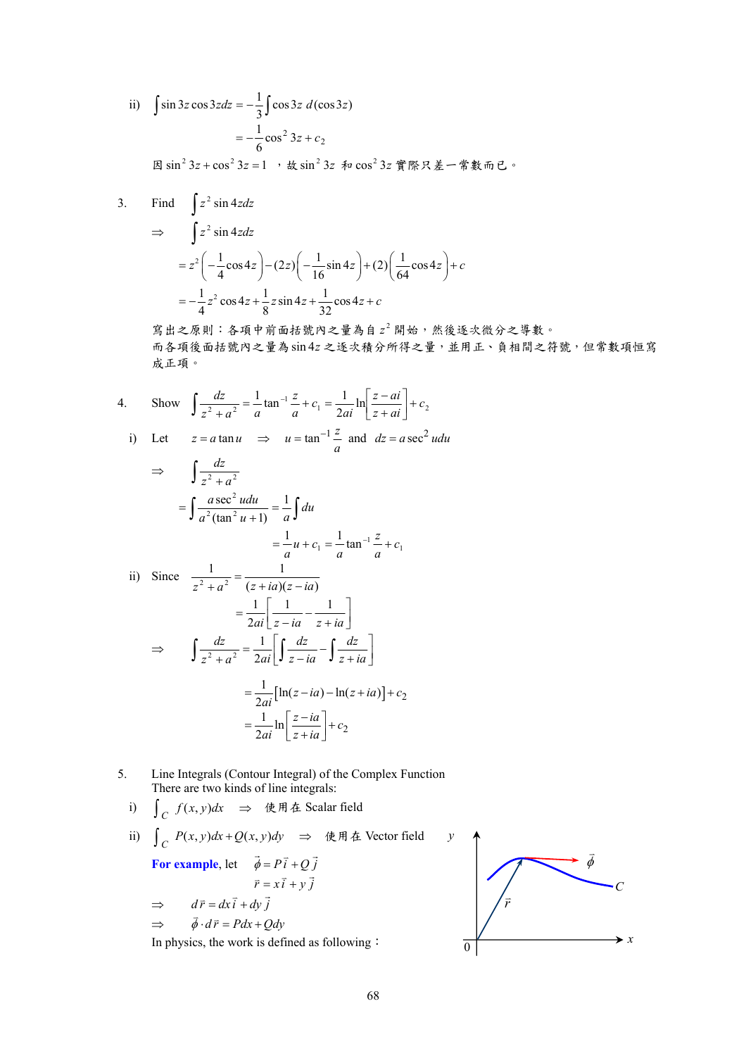ii) $\int \sin 3z \cos 3z dz = -\frac{1}{3}\int \cos 3z \, d(\cos 3z)$

$$= -\frac{1}{6}\cos^2 3z + c_2$$

因 $\sin^2 3z + \cos^2 3z = 1$ ，故 $\sin^2 3z$ 和 $\cos^2 3z$ 實際只差一常數而已。

3. Find $\int z^2 \sin 4z dz$

$\Rightarrow \int z^2 \sin 4z dz$

$$= z^2\left(-\frac{1}{4}\cos 4z\right) - (2z)\left(-\frac{1}{16}\sin 4z\right) + (2)\left(\frac{1}{64}\cos 4z\right) + c$$

$$= -\frac{1}{4}z^2 \cos 4z + \frac{1}{8}z \sin 4z + \frac{1}{32}\cos 4z + c$$

寫出之原則：各項中前面括號內之量為自 $z^2$ 開始，然後逐次微分之導數。
而各項後面括號內之量為 $\sin 4z$ 之逐次積分所得之量，並用正、負相間之符號，但常數項恒寫成正項。

4. Show $\int \frac{dz}{z^2 + a^2} = \frac{1}{a}\tan^{-1}\frac{z}{a} + c_1 = \frac{1}{2ai}\ln\left[\frac{z - ai}{z + ai}\right] + c_2$

i) Let $z = a\tan u \quad \Rightarrow \quad u = \tan^{-1}\frac{z}{a}$ and $dz = a\sec^2 u du$

$\Rightarrow \int \frac{dz}{z^2 + a^2}$

$$= \int \frac{a\sec^2 u du}{a^2(\tan^2 u + 1)} = \frac{1}{a}\int du$$

$$= \frac{1}{a}u + c_1 = \frac{1}{a}\tan^{-1}\frac{z}{a} + c_1$$

ii) Since $\frac{1}{z^2 + a^2} = \frac{1}{(z + ia)(z - ia)}$

$$= \frac{1}{2ai}\left[\frac{1}{z - ia} - \frac{1}{z + ia}\right]$$

$\Rightarrow \int \frac{dz}{z^2 + a^2} = \frac{1}{2ai}\left[\int \frac{dz}{z - ia} - \int \frac{dz}{z + ia}\right]$

$$= \frac{1}{2ai}\left[\ln(z - ia) - \ln(z + ia)\right] + c_2$$

$$= \frac{1}{2ai}\ln\left[\frac{z - ia}{z + ia}\right] + c_2$$

5. Line Integrals (Contour Integral) of the Complex Function
There are two kinds of line integrals:

i) $\int_C f(x,y)dx \quad \Rightarrow$ 使用在 Scalar field

ii) $\int_C P(x,y)dx + Q(x,y)dy \quad \Rightarrow$ 使用在 Vector field

**For example**, let $\vec{\phi} = P\vec{i} + Q\vec{j}$

$\vec{r} = x\vec{i} + y\vec{j}$

$\Rightarrow \quad d\vec{r} = dx\vec{i} + dy\vec{j}$

$\Rightarrow \quad \vec{\phi}\cdot d\vec{r} = Pdx + Qdy$

In physics, the work is defined as following：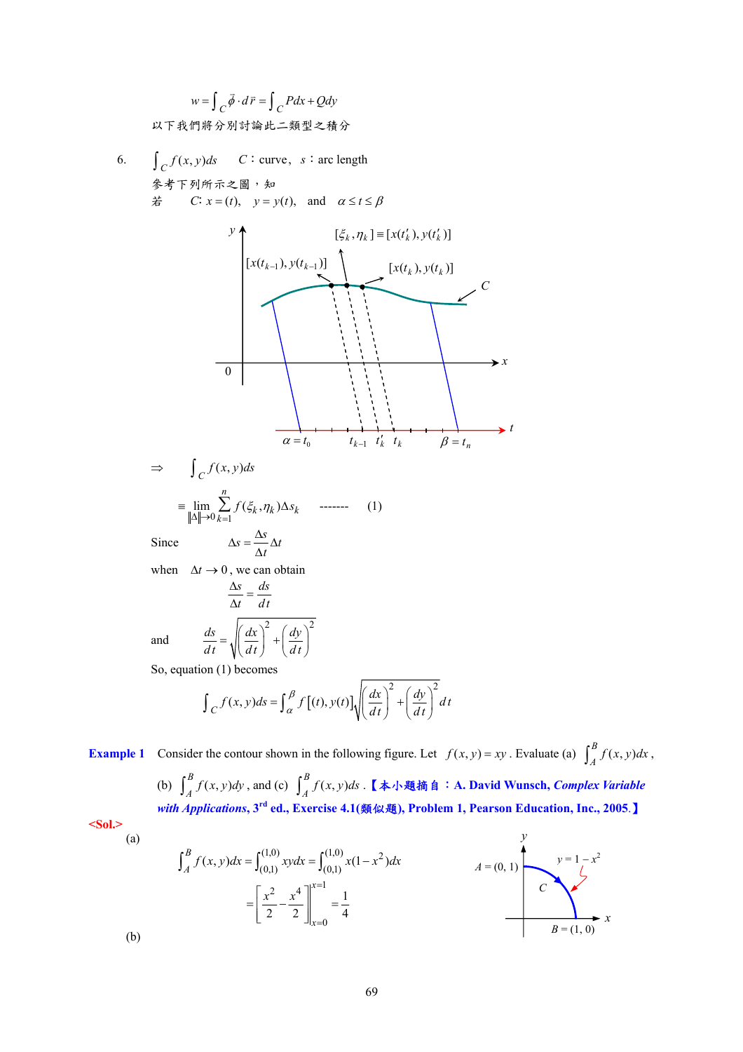$$w = \int_C \vec{\phi} \cdot d\vec{r} = \int_C Pdx + Qdy$$

以下我們將分別討論此二類型之積分

6. $\int_C f(x, y)ds$ $C$：curve，$s$：arc length

參考下列所示之圖，知

若 $C$: $x = (t)$, $y = y(t)$, and $\alpha \le t \le \beta$

$\Rightarrow$ $\int_C f(x, y)ds$

$$\equiv \lim_{\|\Delta\| \to 0} \sum_{k=1}^{n} f(\xi_k, \eta_k)\Delta s_k \quad \text{-------} \quad (1)$$

Since $\Delta s = \dfrac{\Delta s}{\Delta t}\Delta t$

when $\Delta t \to 0$, we can obtain

$$\frac{\Delta s}{\Delta t} = \frac{ds}{dt}$$

and $$\frac{ds}{dt} = \sqrt{\left(\frac{dx}{dt}\right)^2 + \left(\frac{dy}{dt}\right)^2}$$

So, equation (1) becomes

$$\int_C f(x, y)ds = \int_\alpha^\beta f[(t), y(t)]\sqrt{\left(\frac{dx}{dt}\right)^2 + \left(\frac{dy}{dt}\right)^2}\,dt$$

**Example 1** Consider the contour shown in the following figure. Let $f(x, y) = xy$. Evaluate (a) $\int_A^B f(x, y)dx$, (b) $\int_A^B f(x, y)dy$, and (c) $\int_A^B f(x, y)ds$. **【本小題摘自：A. David Wunsch, *Complex Variable with Applications*, 3rd ed., Exercise 4.1(類似題), Problem 1, Pearson Education, Inc., 2005.】**

**<Sol.>**

(a)

$$\int_A^B f(x, y)dx = \int_{(0,1)}^{(1,0)} xydx = \int_{(0,1)}^{(1,0)} x(1 - x^2)dx$$

$$= \left[\frac{x^2}{2} - \frac{x^4}{2}\right]_{x=0}^{x=1} = \frac{1}{4}$$

(b)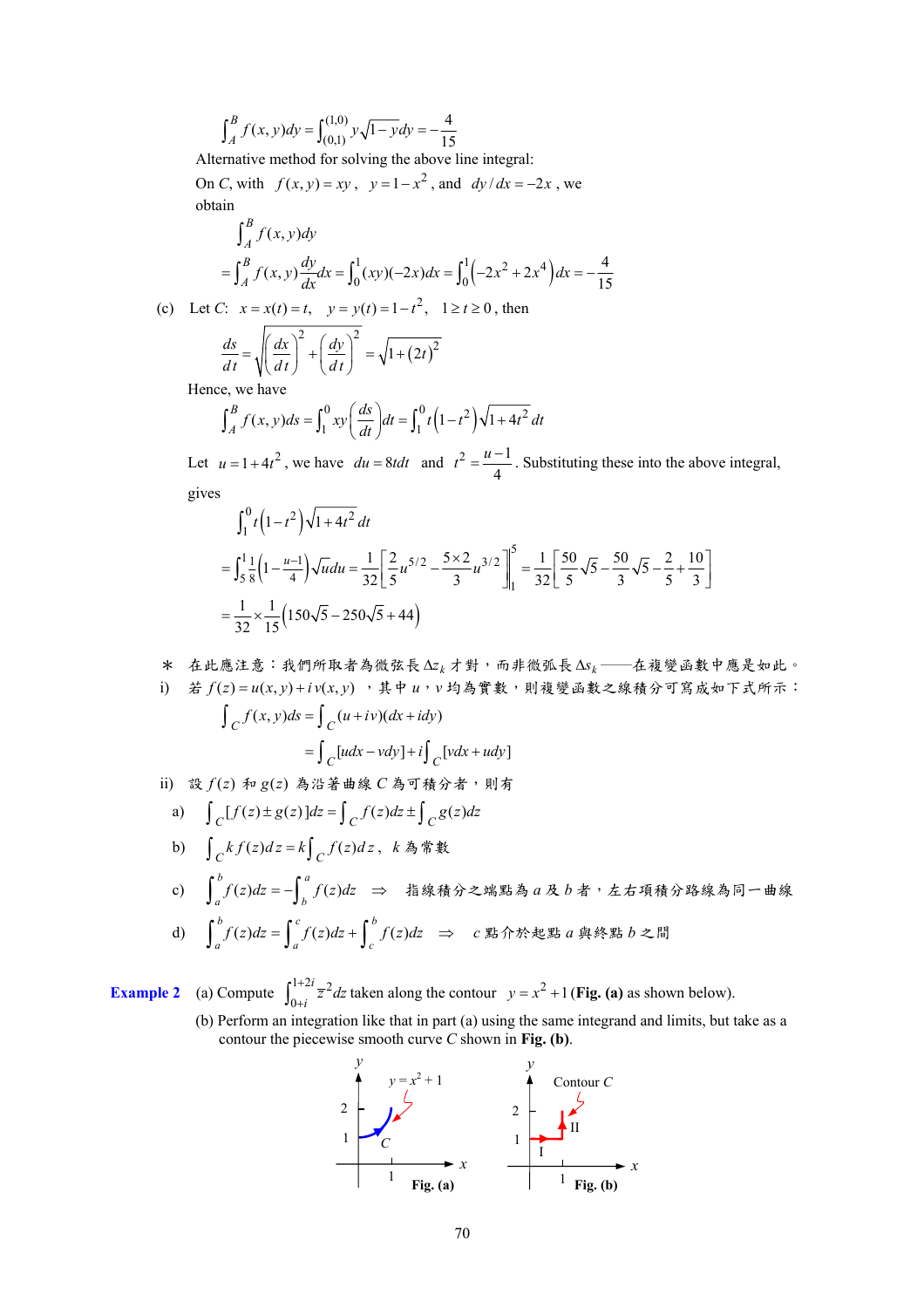$$\int_A^B f(x,y)dy = \int_{(0,1)}^{(1,0)} y\sqrt{1-y}\,dy = -\frac{4}{15}$$

Alternative method for solving the above line integral:

On $C$, with $f(x,y) = xy$, $y = 1-x^2$, and $dy/dx = -2x$, we obtain

$$\int_A^B f(x,y)dy$$

$$= \int_A^B f(x,y)\frac{dy}{dx}dx = \int_0^1 (xy)(-2x)dx = \int_0^1 \left(-2x^2 + 2x^4\right)dx = -\frac{4}{15}$$

(c) Let $C$: $x = x(t) = t$, $y = y(t) = 1-t^2$, $1 \ge t \ge 0$, then

$$\frac{ds}{dt} = \sqrt{\left(\frac{dx}{dt}\right)^2 + \left(\frac{dy}{dt}\right)^2} = \sqrt{1+(2t)^2}$$

Hence, we have

$$\int_A^B f(x,y)ds = \int_1^0 xy\left(\frac{ds}{dt}\right)dt = \int_1^0 t\left(1-t^2\right)\sqrt{1+4t^2}\,dt$$

Let $u = 1+4t^2$, we have $du = 8tdt$ and $t^2 = \frac{u-1}{4}$. Substituting these into the above integral, gives

$$\int_1^0 t\left(1-t^2\right)\sqrt{1+4t^2}\,dt$$

$$= \int_5^1 \frac{1}{8}\left(1-\frac{u-1}{4}\right)\sqrt{u}\,du = \frac{1}{32}\left[\frac{2}{5}u^{5/2} - \frac{5\times 2}{3}u^{3/2}\right]_1^5 = \frac{1}{32}\left[\frac{50}{5}\sqrt{5} - \frac{50}{3}\sqrt{5} - \frac{2}{5} + \frac{10}{3}\right]$$

$$= \frac{1}{32}\times\frac{1}{15}\left(150\sqrt{5} - 250\sqrt{5} + 44\right)$$

＊ 在此應注意：我們所取者為微弦長 $\Delta z_k$ 才對，而非微弧長 $\Delta s_k$ ——在複變函數中應是如此。

i) 若 $f(z) = u(x,y) + i\,v(x,y)$，其中 $u$，$v$ 均為實數，則複變函數之線積分可寫成如下式所示：

$$\int_C f(x,y)ds = \int_C (u+iv)(dx+idy)$$

$$= \int_C [udx - vdy] + i\int_C [vdx + udy]$$

ii) 設 $f(z)$ 和 $g(z)$ 為沿著曲線 $C$ 為可積分者，則有

a) $\int_C [f(z) \pm g(z)]dz = \int_C f(z)dz \pm \int_C g(z)dz$

b) $\int_C k\,f(z)dz = k\int_C f(z)dz$，$k$ 為常數

c) $\int_a^b f(z)dz = -\int_b^a f(z)dz$ $\Rightarrow$ 指線積分之端點為 $a$ 及 $b$ 者，左右項積分路線為同一曲線

d) $\int_a^b f(z)dz = \int_a^c f(z)dz + \int_c^b f(z)dz$ $\Rightarrow$ $c$ 點介於起點 $a$ 與終點 $b$ 之間

**Example 2** (a) Compute $\int_{0+i}^{1+2i} \bar{z}^2 dz$ taken along the contour $y = x^2 + 1$ (**Fig. (a)** as shown below).

(b) Perform an integration like that in part (a) using the same integrand and limits, but take as a contour the piecewise smooth curve $C$ shown in **Fig. (b)**.

**Fig. (a)** **Fig. (b)**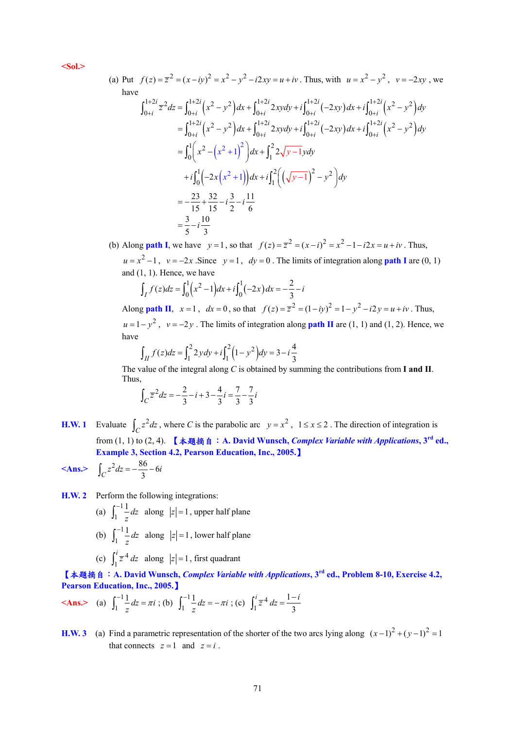**<Sol.>**

(a) Put $f(z) = \bar{z}^2 = (x - iy)^2 = x^2 - y^2 - i2xy = u + iv$. Thus, with $u = x^2 - y^2$, $v = -2xy$, we have

$$\int_{0+i}^{1+2i} \bar{z}^2 dz = \int_{0+i}^{1+2i} \left(x^2 - y^2\right) dx + \int_{0+i}^{1+2i} 2xy dy + i\int_{0+i}^{1+2i} (-2xy) dx + i\int_{0+i}^{1+2i} \left(x^2 - y^2\right) dy$$

$$= \int_{0+i}^{1+2i} \left(x^2 - y^2\right) dx + \int_{0+i}^{1+2i} 2xy dy + i\int_{0+i}^{1+2i} (-2xy) dx + i\int_{0+i}^{1+2i} \left(x^2 - y^2\right) dy$$

$$= \int_0^1 \left(x^2 - \left(x^2 + 1\right)^2\right) dx + \int_1^2 2\sqrt{y-1}\, y dy$$

$$+ i\int_0^1 \left(-2x\left(x^2 + 1\right)\right) dx + i\int_1^2 \left(\left(\sqrt{y-1}\right)^2 - y^2\right) dy$$

$$= -\frac{23}{15} + \frac{32}{15} - i\frac{3}{2} - i\frac{11}{6}$$

$$= \frac{3}{5} - i\frac{10}{3}$$

(b) Along **path I**, we have $y = 1$, so that $f(z) = \bar{z}^2 = (x - i)^2 = x^2 - 1 - i2x = u + iv$. Thus, $u = x^2 - 1$, $v = -2x$. Since $y = 1$, $dy = 0$. The limits of integration along **path I** are (0, 1) and (1, 1). Hence, we have

$$\int_I f(z) dz = \int_0^1 \left(x^2 - 1\right) dx + i\int_0^1 (-2x) dx = -\frac{2}{3} - i$$

Along **path II**, $x = 1$, $dx = 0$, so that $f(z) = \bar{z}^2 = (1 - iy)^2 = 1 - y^2 - i2y = u + iv$. Thus, $u = 1 - y^2$, $v = -2y$. The limits of integration along **path II** are (1, 1) and (1, 2). Hence, we have

$$\int_{II} f(z) dz = \int_1^2 2y dy + i\int_1^2 \left(1 - y^2\right) dy = 3 - i\frac{4}{3}$$

The value of the integral along $C$ is obtained by summing the contributions from **I and II**. Thus,

$$\int_C \bar{z}^2 dz = -\frac{2}{3} - i + 3 - \frac{4}{3} i = \frac{7}{3} - \frac{7}{3} i$$

**H.W. 1** Evaluate $\int_C z^2 dz$, where $C$ is the parabolic arc $y = x^2$, $1 \le x \le 2$. The direction of integration is from (1, 1) to (2, 4). **【本題摘自：A. David Wunsch, *Complex Variable with Applications*, 3[rd] ed., Example 3, Section 4.2, Pearson Education, Inc., 2005.】**

**<Ans.>** $\int_C z^2 dz = -\frac{86}{3} - 6i$

**H.W. 2** Perform the following integrations:

(a) $\int_1^{-1} \frac{1}{z} dz$ along $|z| = 1$, upper half plane

(b) $\int_1^{-1} \frac{1}{z} dz$ along $|z| = 1$, lower half plane

(c) $\int_1^{i} \bar{z}^4 dz$ along $|z| = 1$, first quadrant

**【本題摘自：A. David Wunsch, *Complex Variable with Applications*, 3[rd] ed., Problem 8-10, Exercise 4.2, Pearson Education, Inc., 2005.】**

**<Ans.>** (a) $\int_1^{-1} \frac{1}{z} dz = \pi i$; (b) $\int_1^{-1} \frac{1}{z} dz = -\pi i$; (c) $\int_1^{i} \bar{z}^4 dz = \frac{1-i}{3}$

**H.W. 3** (a) Find a parametric representation of the shorter of the two arcs lying along $(x-1)^2 + (y-1)^2 = 1$ that connects $z = 1$ and $z = i$.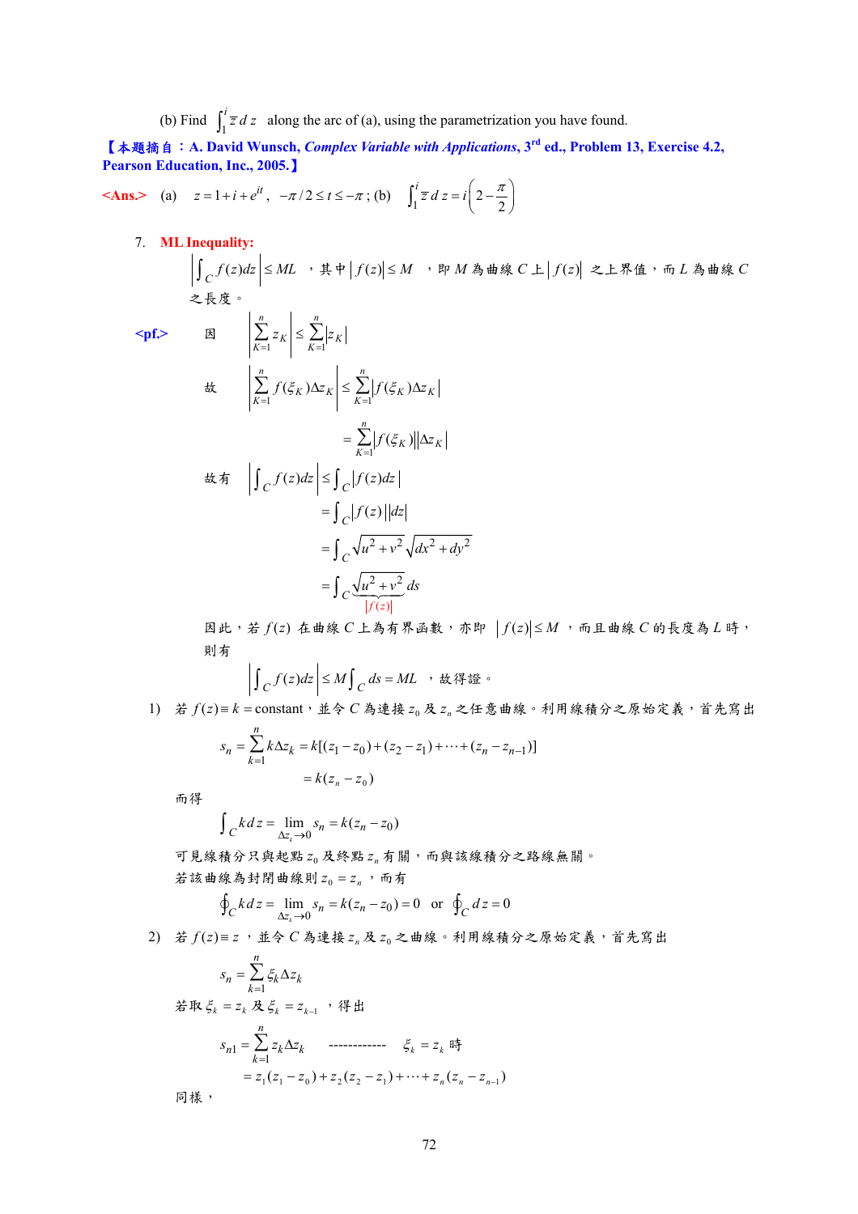(b) Find $\int_1^i \bar{z}\,dz$ along the arc of (a), using the parametrization you have found.

**【本題摘自：A. David Wunsch, *Complex Variable with Applications*, 3rd ed., Problem 13, Exercise 4.2, Pearson Education, Inc., 2005.】**

**<Ans.>** (a) $z = 1 + i + e^{it}$, $-\pi/2 \le t \le -\pi$ ; (b) $\int_1^i \bar{z}\,dz = i\left(2 - \dfrac{\pi}{2}\right)$

7. **ML Inequality:**

$\left|\int_C f(z)dz\right| \le ML$ ，其中 $|f(z)| \le M$ ，即 $M$ 為曲線 $C$ 上 $|f(z)|$ 之上界值，而 $L$ 為曲線 $C$ 之長度。

**<pf.>** 因 $\left|\sum_{K=1}^{n} z_K\right| \le \sum_{K=1}^{n} |z_K|$

故
$$\left|\sum_{K=1}^{n} f(\xi_K)\Delta z_K\right| \le \sum_{K=1}^{n} |f(\xi_K)\Delta z_K| = \sum_{K=1}^{n} |f(\xi_K)||\Delta z_K|$$

故有
$$\left|\int_C f(z)dz\right| \le \int_C |f(z)dz| = \int_C |f(z)||dz| = \int_C \sqrt{u^2+v^2}\sqrt{dx^2+dy^2} = \int_C \underbrace{\sqrt{u^2+v^2}}_{|f(z)|}\,ds$$

因此，若 $f(z)$ 在曲線 $C$ 上為有界函數，亦即 $|f(z)| \le M$ ，而且曲線 $C$ 的長度為 $L$ 時，則有

$$\left|\int_C f(z)dz\right| \le M\int_C ds = ML$$ ，故得證。

1) 若 $f(z) \equiv k = \text{constant}$，並令 $C$ 為連接 $z_0$ 及 $z_n$ 之任意曲線。利用線積分之原始定義，首先寫出

$$s_n = \sum_{k=1}^{n} k\Delta z_k = k[(z_1 - z_0) + (z_2 - z_1) + \cdots + (z_n - z_{n-1})] = k(z_n - z_0)$$

而得

$$\int_C k\,dz = \lim_{\Delta z_i \to 0} s_n = k(z_n - z_0)$$

可見線積分只與起點 $z_0$ 及終點 $z_n$ 有關，而與該線積分之路線無關。
若該曲線為封閉曲線則 $z_0 = z_n$ ，而有

$$\oint_C k\,dz = \lim_{\Delta z_i \to 0} s_n = k(z_n - z_0) = 0 \quad \text{or} \quad \oint_C dz = 0$$

2) 若 $f(z) \equiv z$ ，並令 $C$ 為連接 $z_n$ 及 $z_0$ 之曲線。利用線積分之原始定義，首先寫出

$$s_n = \sum_{k=1}^{n} \xi_k \Delta z_k$$

若取 $\xi_k = z_k$ 及 $\xi_k = z_{k-1}$ ，得出

$$s_{n1} = \sum_{k=1}^{n} z_k \Delta z_k \quad \text{------------} \quad \xi_k = z_k \text{ 時}$$
$$= z_1(z_1 - z_0) + z_2(z_2 - z_1) + \cdots + z_n(z_n - z_{n-1})$$

同樣，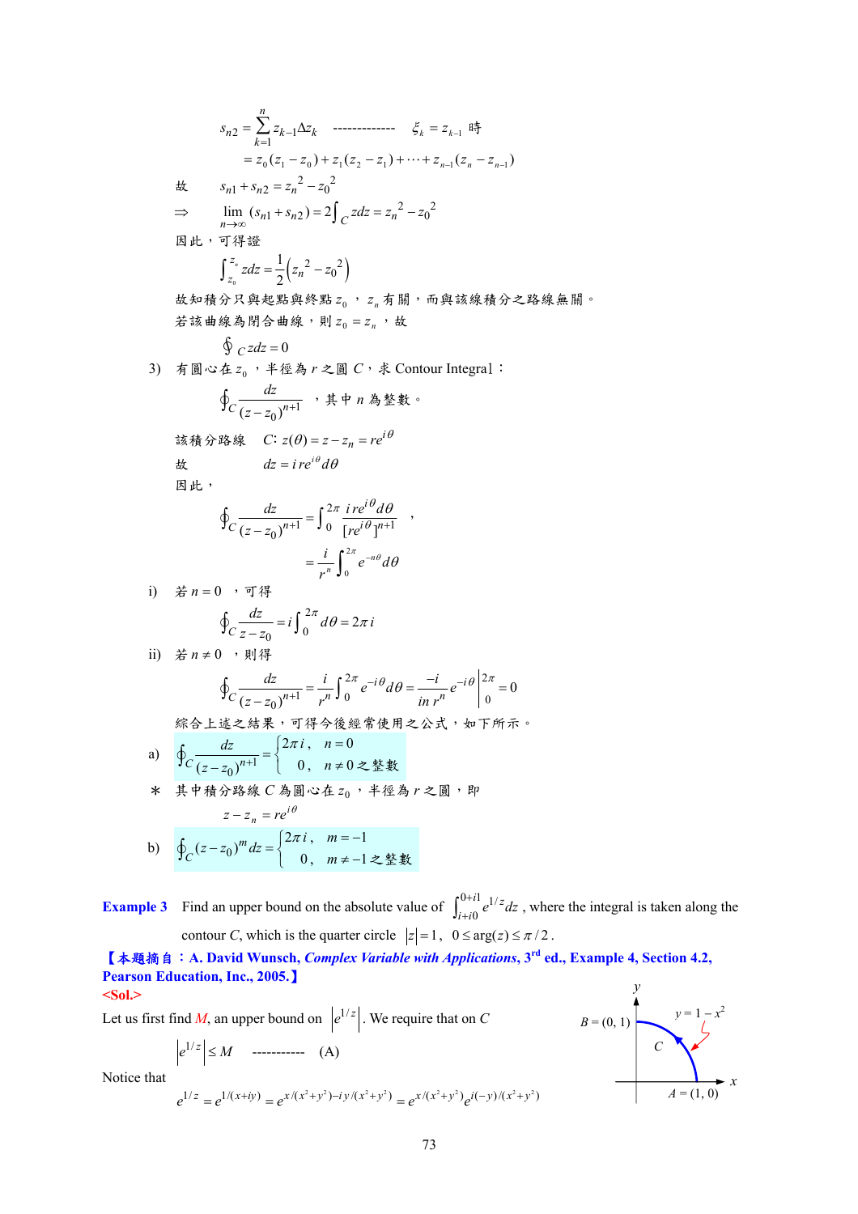$$s_{n2}=\sum_{k=1}^{n} z_{k-1}\Delta z_k \quad \text{-------------} \quad \xi_k = z_{k-1} \text{ 時}$$

$$=z_0(z_1-z_0)+z_1(z_2-z_1)+\cdots+z_{n-1}(z_n-z_{n-1})$$

故 $\quad s_{n1}+s_{n2}=z_n^{\,2}-z_0^{\,2}$

$\Rightarrow \quad \lim_{n\to\infty}(s_{n1}+s_{n2})=2\int_C z dz = z_n^{\,2}-z_0^{\,2}$

因此，可得證

$$\int_{z_0}^{z_n} z dz = \frac{1}{2}\left(z_n^{\,2}-z_0^{\,2}\right)$$

故知積分只與起點與終點 $z_0$ ， $z_n$ 有關，而與該線積分之路線無關。

若該曲線為閉合曲線，則 $z_0 = z_n$ ，故

$$\oint_C z dz = 0$$

3) 有圓心在 $z_0$ ，半徑為 $r$ 之圓 $C$，求 Contour Integral：

$$\oint_C \frac{dz}{(z-z_0)^{n+1}}$$ ，其中 $n$ 為整數。

該積分路線 $\quad C\colon z(\theta)=z-z_n=re^{i\theta}$

故 $\qquad dz = i\,re^{i\theta}d\theta$

因此，

$$\oint_C \frac{dz}{(z-z_0)^{n+1}}=\int_0^{2\pi}\frac{i\,re^{i\theta}d\theta}{[re^{i\theta}]^{n+1}} \text{ ，}$$

$$=\frac{i}{r^n}\int_0^{2\pi}e^{-n\theta}d\theta$$

i) 若 $n=0$ ，可得

$$\oint_C \frac{dz}{z-z_0}=i\int_0^{2\pi}d\theta = 2\pi i$$

ii) 若 $n\neq 0$ ，則得

$$\oint_C \frac{dz}{(z-z_0)^{n+1}}=\frac{i}{r^n}\int_0^{2\pi}e^{-i\theta}d\theta=\frac{-i}{in\,r^n}e^{-i\theta}\Big|_0^{2\pi}=0$$

綜合上述之結果，可得今後經常使用之公式，如下所示。

a) $$\oint_C \frac{dz}{(z-z_0)^{n+1}}=\begin{cases}2\pi i, & n=0\\ 0, & n\neq 0 \text{ 之整數}\end{cases}$$

\* 其中積分路線 $C$ 為圓心在 $z_0$ ，半徑為 $r$ 之圓，即

$$z-z_n = re^{i\theta}$$

b) $$\oint_C (z-z_0)^m dz=\begin{cases}2\pi i, & m=-1\\ 0, & m\neq -1 \text{ 之整數}\end{cases}$$

**Example 3** Find an upper bound on the absolute value of $\int_{i+i0}^{0+i1} e^{1/z}dz$ , where the integral is taken along the contour $C$, which is the quarter circle $|z|=1,\ 0\le \arg(z)\le \pi/2$ .

**【本題摘自：A. David Wunsch, *Complex Variable with Applications*, 3[rd] ed., Example 4, Section 4.2, Pearson Education, Inc., 2005.】**

**<Sol.>**

Let us first find $M$, an upper bound on $\left|e^{1/z}\right|$. We require that on $C$

$$\left|e^{1/z}\right|\le M \quad \text{-----------} \quad \text{(A)}$$

Notice that

$$e^{1/z}=e^{1/(x+iy)}=e^{x/(x^2+y^2)-iy/(x^2+y^2)}=e^{x/(x^2+y^2)}e^{i(-y)/(x^2+y^2)}$$

$B=(0,1)$ $\quad y=1-x^2 \quad C \quad A=(1,0)$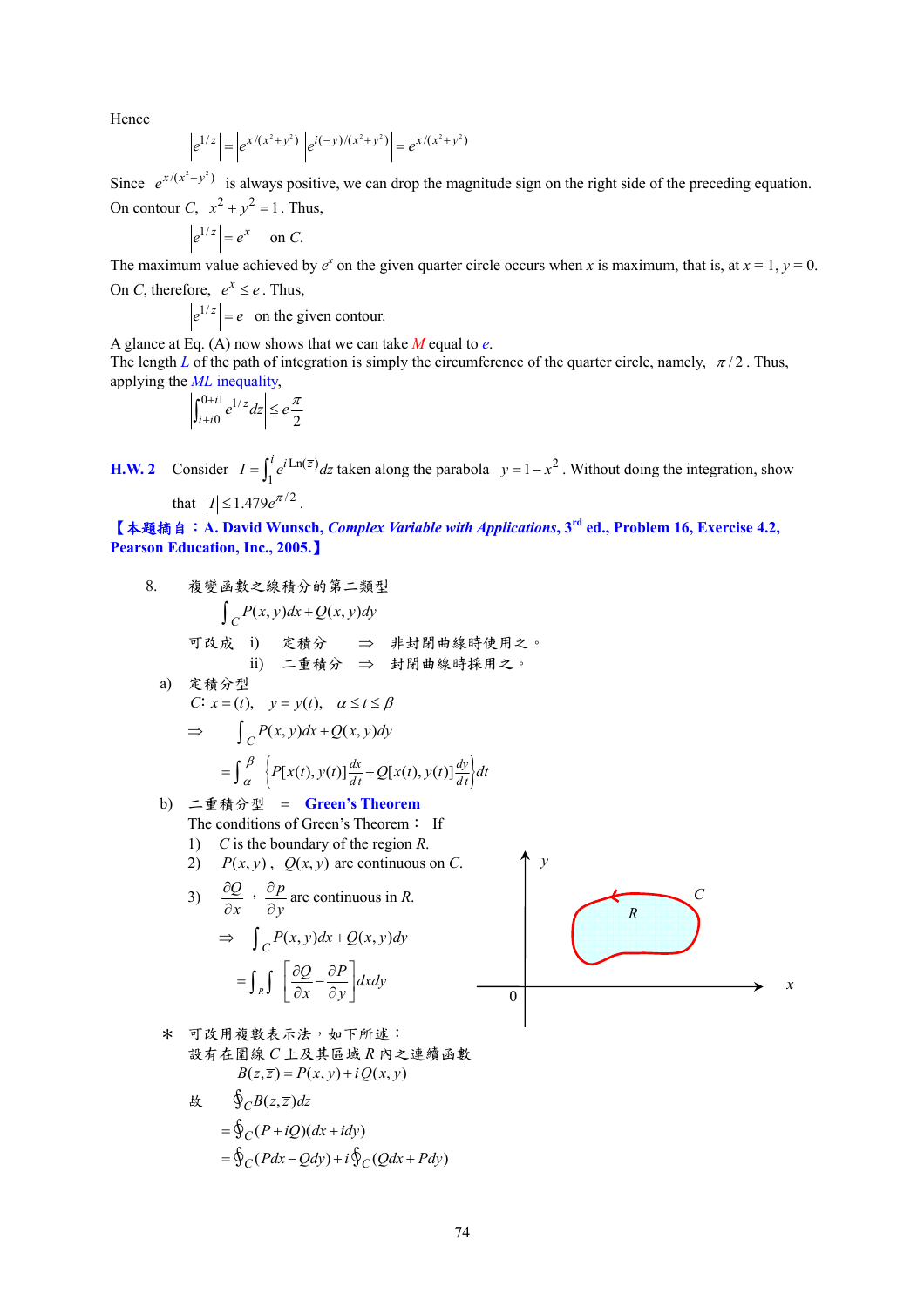Hence

$$\left|e^{1/z}\right| = \left|e^{x/(x^2+y^2)}\right|\left|e^{i(-y)/(x^2+y^2)}\right| = e^{x/(x^2+y^2)}$$

Since $e^{x/(x^2+y^2)}$ is always positive, we can drop the magnitude sign on the right side of the preceding equation. On contour $C$, $x^2 + y^2 = 1$. Thus,

$$\left|e^{1/z}\right| = e^x \quad \text{on } C.$$

The maximum value achieved by $e^x$ on the given quarter circle occurs when $x$ is maximum, that is, at $x = 1$, $y = 0$. On $C$, therefore, $e^x \le e$. Thus,

$$\left|e^{1/z}\right| = e \quad \text{on the given contour.}$$

A glance at Eq. (A) now shows that we can take $M$ equal to $e$.
The length $L$ of the path of integration is simply the circumference of the quarter circle, namely, $\pi/2$. Thus, applying the *ML* inequality,

$$\left|\int_{i+i0}^{0+i1} e^{1/z}dz\right| \le e\frac{\pi}{2}$$

**H.W. 2** Consider $I = \int_1^i e^{i\,\mathrm{Ln}(\bar{z})}dz$ taken along the parabola $y = 1 - x^2$. Without doing the integration, show that $|I| \le 1.479e^{\pi/2}$.

**【本題摘自：A. David Wunsch, *Complex Variable with Applications*, 3rd ed., Problem 16, Exercise 4.2, Pearson Education, Inc., 2005.】**

8. 複變函數之線積分的第二類型

$$\int_C P(x,y)dx + Q(x,y)dy$$

可改成 i) 定積分 ⇒ 非封閉曲線時使用之。
ii) 二重積分 ⇒ 封閉曲線時採用之。

a) 定積分型

$C$: $x = (t)$, $y = y(t)$, $\alpha \le t \le \beta$

$$\Rightarrow \int_C P(x,y)dx + Q(x,y)dy$$

$$= \int_\alpha^\beta \left\{P[x(t),y(t)]\frac{dx}{dt} + Q[x(t),y(t)]\frac{dy}{dt}\right\}dt$$

b) 二重積分型 = **Green's Theorem**

The conditions of Green's Theorem： If

1) $C$ is the boundary of the region $R$.
2) $P(x,y)$, $Q(x,y)$ are continuous on $C$.
3) $\frac{\partial Q}{\partial x}$, $\frac{\partial p}{\partial y}$ are continuous in $R$.

$$\Rightarrow \int_C P(x,y)dx + Q(x,y)dy$$

$$= \int\int_R \left[\frac{\partial Q}{\partial x} - \frac{\partial P}{\partial y}\right]dxdy$$

＊ 可改用複數表示法，如下所述：
設有在圍線 $C$ 上及其區域 $R$ 內之連續函數

$$B(z,\bar{z}) = P(x,y) + iQ(x,y)$$

故

$$\oint_C B(z,\bar{z})dz$$

$$= \oint_C (P + iQ)(dx + idy)$$

$$= \oint_C (Pdx - Qdy) + i\oint_C (Qdx + Pdy)$$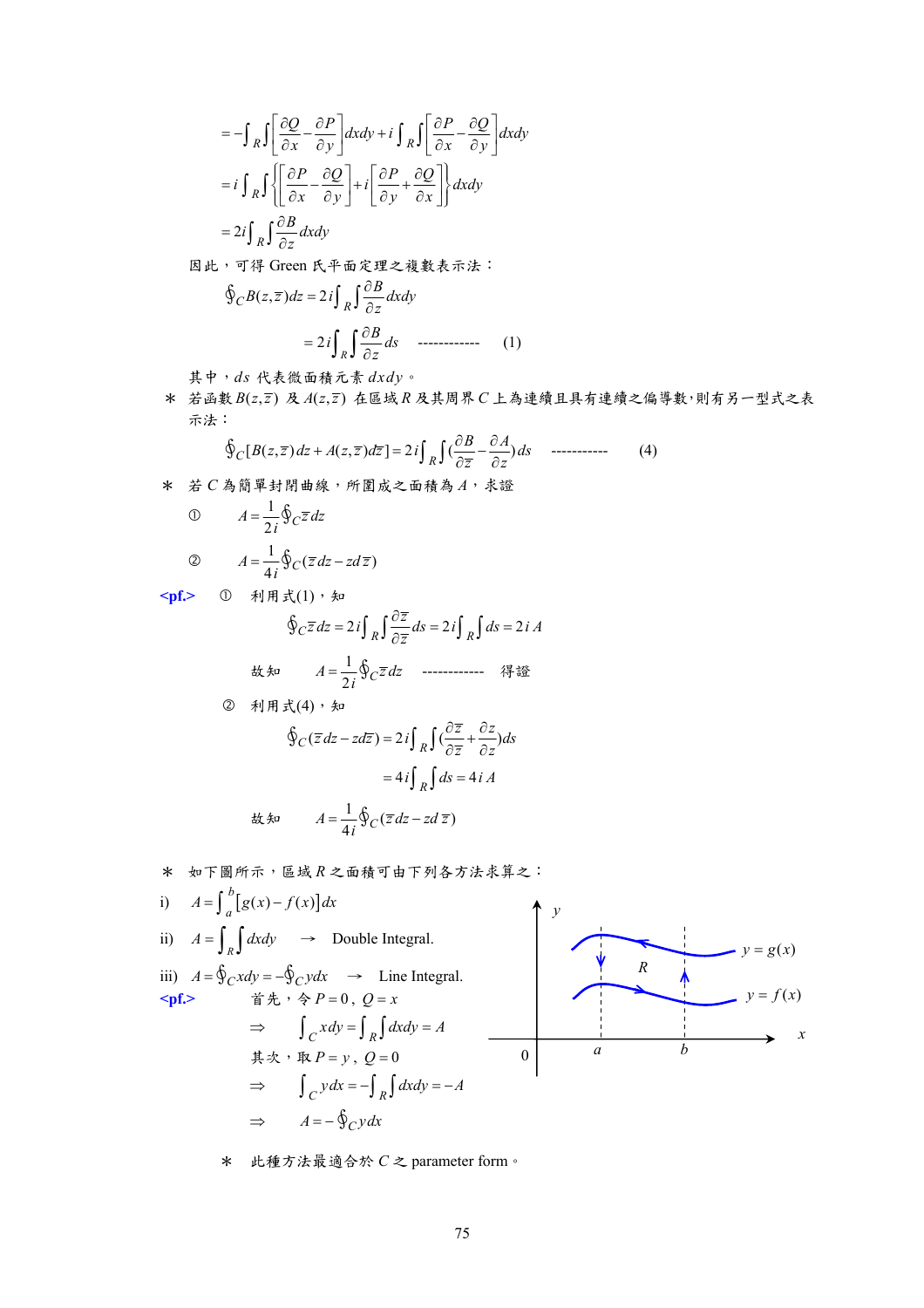$$= -\int_R \int \left[\frac{\partial Q}{\partial x} - \frac{\partial P}{\partial y}\right] dxdy + i \int_R \int \left[\frac{\partial P}{\partial x} - \frac{\partial Q}{\partial y}\right] dxdy$$

$$= i \int_R \int \left\{ \left[\frac{\partial P}{\partial x} - \frac{\partial Q}{\partial y}\right] + i \left[\frac{\partial P}{\partial y} + \frac{\partial Q}{\partial x}\right] \right\} dxdy$$

$$= 2i \int_R \int \frac{\partial B}{\partial \bar{z}} dxdy$$

因此，可得 Green 氏平面定理之複數表示法：

$$\oint_C B(z,\bar{z}) dz = 2i \int_R \int \frac{\partial B}{\partial \bar{z}} dxdy$$

$$= 2i \int_R \int \frac{\partial B}{\partial \bar{z}} ds \quad \text{------------} \quad (1)$$

其中，$ds$ 代表微面積元素 $dxdy$。

＊ 若函數 $B(z,\bar{z})$ 及 $A(z,\bar{z})$ 在區域 $R$ 及其周界 $C$ 上為連續且具有連續之偏導數，則有另一型式之表示法：

$$\oint_C [B(z,\bar{z})\, dz + A(z,\bar{z}) d\bar{z}] = 2i \int_R \int \left(\frac{\partial B}{\partial \bar{z}} - \frac{\partial A}{\partial z}\right) ds \quad \text{-----------} \quad (4)$$

＊ 若 $C$ 為簡單封閉曲線，所圍成之面積為 $A$，求證

① $A = \dfrac{1}{2i} \oint_C \bar{z}\, dz$

② $A = \dfrac{1}{4i} \oint_C (\bar{z}\, dz - z\, d\bar{z})$

<pf.> ① 利用式(1)，知

$$\oint_C \bar{z}\, dz = 2i \int_R \int \frac{\partial \bar{z}}{\partial \bar{z}} ds = 2i \int_R \int ds = 2i\, A$$

故知 $A = \dfrac{1}{2i} \oint_C \bar{z}\, dz$ ------------ 得證

② 利用式(4)，知

$$\oint_C (\bar{z}\, dz - z d\bar{z}) = 2i \int_R \int \left(\frac{\partial \bar{z}}{\partial \bar{z}} + \frac{\partial z}{\partial z}\right) ds$$

$$= 4i \int_R \int ds = 4i\, A$$

故知 $A = \dfrac{1}{4i} \oint_C (\bar{z}\, dz - z\, d\, \bar{z})$

＊ 如下圖所示，區域 $R$ 之面積可由下列各方法求算之：

i) $A = \int_a^b [g(x) - f(x)] dx$

ii) $A = \int_R \int dxdy \quad \rightarrow$ Double Integral.

iii) $A = \oint_C x dy = -\oint_C y dx \quad \rightarrow$ Line Integral.

<pf.> 首先，令 $P = 0$，$Q = x$

$$\Rightarrow \int_C x dy = \int_R \int dxdy = A$$

其次，取 $P = y$，$Q = 0$

$$\Rightarrow \int_C y dx = -\int_R \int dxdy = -A$$

$$\Rightarrow A = -\oint_C y dx$$

＊ 此種方法最適合於 $C$ 之 parameter form。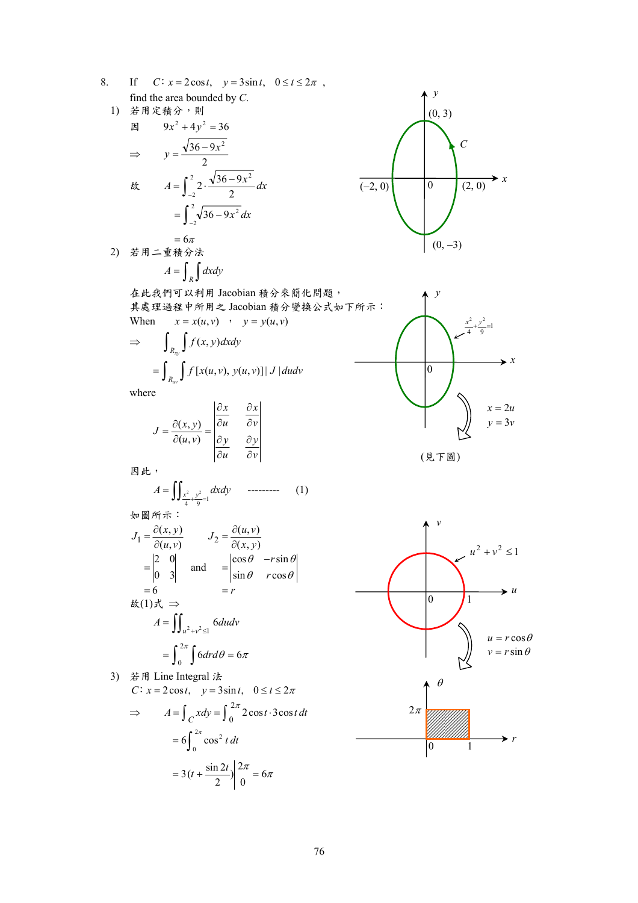8. If $C: x = 2\cos t, \quad y = 3\sin t, \quad 0 \le t \le 2\pi$ ,

find the area bounded by $C$.

1) 若用定積分，則

因 $\quad 9x^2 + 4y^2 = 36$

$$\Rightarrow \quad y = \frac{\sqrt{36 - 9x^2}}{2}$$

故

$$A = \int_{-2}^{2} 2 \cdot \frac{\sqrt{36 - 9x^2}}{2} dx$$

$$= \int_{-2}^{2} \sqrt{36 - 9x^2}\, dx$$

$$= 6\pi$$

2) 若用二重積分法

$$A = \int_R \int dxdy$$

在此我們可以利用 Jacobian 積分來簡化問題，

其處理過程中所用之 Jacobian 積分變換公式如下所示：

When $\quad x = x(u,v) \quad , \quad y = y(u,v)$

$$\Rightarrow \quad \int_{R_{xy}} \int f(x,y) dxdy$$

$$= \int_{R_{uv}} \int f[x(u,v),\, y(u,v)]\, |J|\, dudv$$

where

$$J = \frac{\partial(x,y)}{\partial(u,v)} = \begin{vmatrix} \dfrac{\partial x}{\partial u} & \dfrac{\partial x}{\partial v} \\ \dfrac{\partial y}{\partial u} & \dfrac{\partial y}{\partial v} \end{vmatrix}$$

$x = 2u$, $y = 3v$ (見下圖)

因此，

$$A = \iint_{\frac{x^2}{4} + \frac{y^2}{9} = 1} dxdy \quad \text{---------} \quad (1)$$

如圖所示：

$$J_1 = \frac{\partial(x,y)}{\partial(u,v)} = \begin{vmatrix} 2 & 0 \\ 0 & 3 \end{vmatrix} = 6 \qquad \text{and} \qquad J_2 = \frac{\partial(u,v)}{\partial(x,y)} = \begin{vmatrix} \cos\theta & -r\sin\theta \\ \sin\theta & r\cos\theta \end{vmatrix} = r$$

$u^2 + v^2 \le 1$; $u = r\cos\theta$, $v = r\sin\theta$

故(1)式 $\Rightarrow$

$$A = \iint_{u^2 + v^2 \le 1} 6 dudv$$

$$= \int_0^{2\pi} \int 6 dr d\theta = 6\pi$$

3) 若用 Line Integral 法

$C: x = 2\cos t, \quad y = 3\sin t, \quad 0 \le t \le 2\pi$

$$\Rightarrow \quad A = \int_C x dy = \int_0^{2\pi} 2\cos t \cdot 3\cos t\, dt$$

$$= 6\int_0^{2\pi} \cos^2 t\, dt$$

$$= 3\left(t + \frac{\sin 2t}{2}\right)\Bigg|_0^{2\pi} = 6\pi$$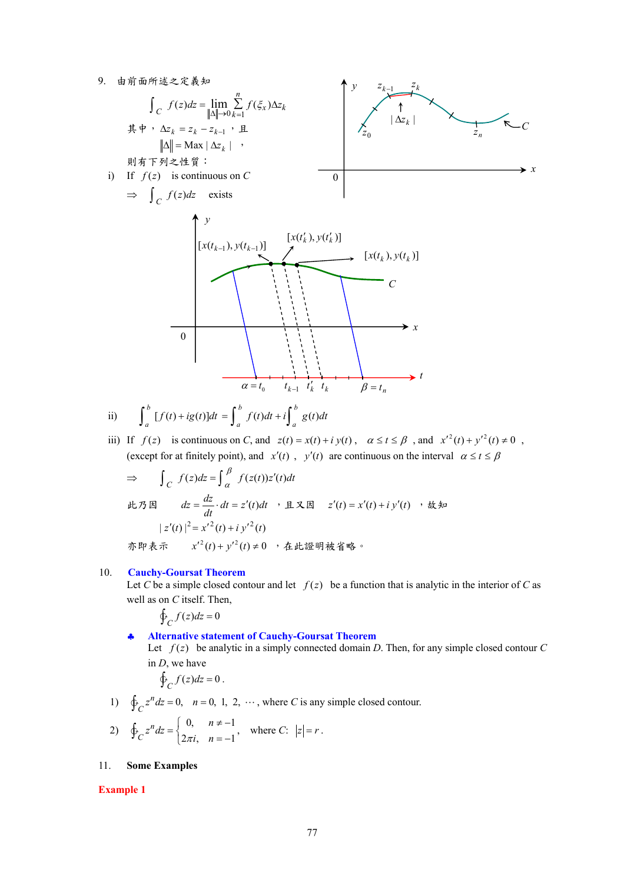9. 由前面所述之定義知

$$\int_C f(z)dz = \lim_{\|\Delta\|\to 0} \sum_{k=1}^{n} f(\xi_x)\Delta z_k$$

其中，$\Delta z_k = z_k - z_{k-1}$，且

$\|\Delta\| = \text{Max}\,|\Delta z_k|$，

則有下列之性質：

i) If $f(z)$ is continuous on $C$

$\Rightarrow \int_C f(z)dz$ exists

ii) $\int_a^b [f(t)+ig(t)]dt = \int_a^b f(t)dt + i\int_a^b g(t)dt$

iii) If $f(z)$ is continuous on $C$, and $z(t) = x(t) + i\,y(t)$, $\alpha \le t \le \beta$, and $x'^2(t) + y'^2(t) \ne 0$, (except for at finitely point), and $x'(t)$, $y'(t)$ are continuous on the interval $\alpha \le t \le \beta$

$$\Rightarrow \int_C f(z)dz = \int_\alpha^\beta f(z(t))z'(t)dt$$

此乃因 $dz = \frac{dz}{dt}\cdot dt = z'(t)dt$，且又因 $z'(t) = x'(t) + i\,y'(t)$，故知

$|z'(t)|^2 = x'^2(t) + i\,y'^2(t)$

亦即表示 $x'^2(t) + y'^2(t) \ne 0$，在此證明被省略。

10. **Cauchy-Goursat Theorem**

Let $C$ be a simple closed contour and let $f(z)$ be a function that is analytic in the interior of $C$ as well as on $C$ itself. Then,

$$\oint_C f(z)dz = 0$$

♣ **Alternative statement of Cauchy-Goursat Theorem**

Let $f(z)$ be analytic in a simply connected domain $D$. Then, for any simple closed contour $C$ in $D$, we have

$$\oint_C f(z)dz = 0.$$

1) $\oint_C z^n dz = 0$, $n = 0, 1, 2, \cdots$, where $C$ is any simple closed contour.

2) $\oint_C z^n dz = \begin{cases} 0, & n \ne -1 \\ 2\pi i, & n = -1 \end{cases}$, where $C$: $|z| = r$.

11. **Some Examples**

**Example 1**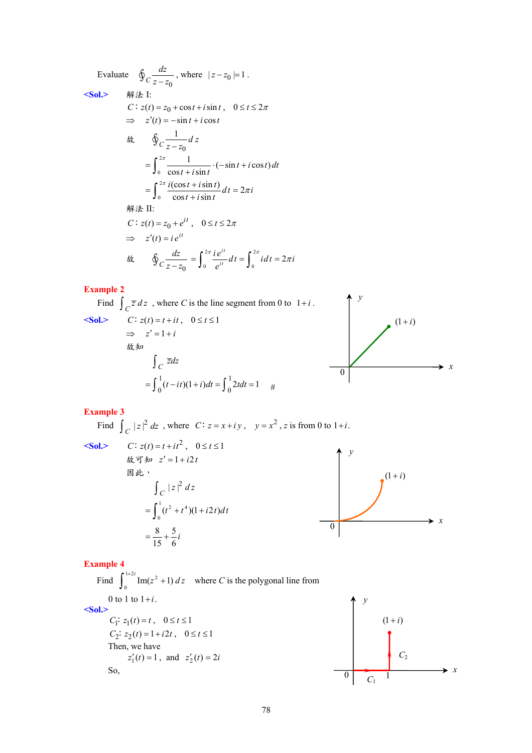Evaluate $\oint_C \frac{dz}{z-z_0}$, where $|z-z_0|=1$.

**<Sol.>** 解法 I:

$C: z(t)=z_0+\cos t+i\sin t$, $0\le t\le 2\pi$

$\Rightarrow \quad z'(t)=-\sin t+i\cos t$

故 $\oint_C \frac{1}{z-z_0}dz$

$$=\int_0^{2\pi}\frac{1}{\cos t+i\sin t}\cdot(-\sin t+i\cos t)\,dt$$

$$=\int_0^{2\pi}\frac{i(\cos t+i\sin t)}{\cos t+i\sin t}dt=2\pi i$$

解法 II:

$C: z(t)=z_0+e^{it}$, $0\le t\le 2\pi$

$\Rightarrow \quad z'(t)=ie^{it}$

故 $\oint_C \frac{dz}{z-z_0}=\int_0^{2\pi}\frac{ie^{it}}{e^{it}}dt=\int_0^{2\pi} i\,dt=2\pi i$

## Example 2

Find $\int_C \bar{z}\,dz$, where $C$ is the line segment from 0 to $1+i$.

**<Sol.>** $C: z(t)=t+it$, $0\le t\le 1$

$\Rightarrow \quad z'=1+i$

故知

$$\int_C \bar{z}dz$$

$$=\int_0^1 (t-it)(1+i)dt=\int_0^1 2t\,dt=1 \quad \#$$

## Example 3

Find $\int_C |z|^2\,dz$, where $C: z=x+iy$, $y=x^2$, $z$ is from 0 to $1+i$.

**<Sol.>** $C: z(t)=t+it^2$, $0\le t\le 1$

故可知 $z'=1+i2t$

因此，

$$\int_C |z|^2\,dz$$

$$=\int_0^1 (t^2+t^4)(1+i2t)dt$$

$$=\frac{8}{15}+\frac{5}{6}i$$

## Example 4

Find $\int_0^{1+2i}\text{Im}(z^2+1)\,dz$ where $C$ is the polygonal line from 0 to 1 to $1+i$.

**<Sol.>**

$C_1$: $z_1(t)=t$, $0\le t\le 1$

$C_2$: $z_2(t)=1+i2t$, $0\le t\le 1$

Then, we have

$z_1'(t)=1$, and $z_2'(t)=2i$

So,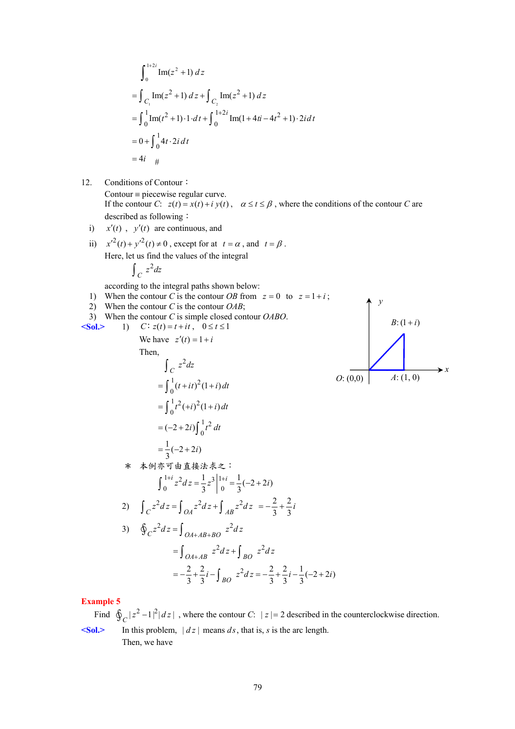$$\int_0^{1+2i} \text{Im}(z^2+1)\,dz$$

$$= \int_{C_1} \text{Im}(z^2+1)\,dz + \int_{C_2} \text{Im}(z^2+1)\,dz$$

$$= \int_0^1 \text{Im}(t^2+1)\cdot 1\cdot dt + \int_0^{1+2i} \text{Im}(1+4ti-4t^2+1)\cdot 2i\,dt$$

$$= 0 + \int_0^1 4t\cdot 2i\,dt$$

$$= 4i \quad \#$$

12. Conditions of Contour：

Contour ≡ piecewise regular curve.

If the contour $C$: $z(t)=x(t)+i\,y(t)$, $\alpha \le t \le \beta$, where the conditions of the contour $C$ are described as following：

i) $x'(t)$, $y'(t)$ are continuous, and

ii) $x'^2(t)+y'^2(t) \ne 0$, except for at $t=\alpha$, and $t=\beta$.

Here, let us find the values of the integral

$$\int_C z^2 dz$$

according to the integral paths shown below:

1) When the contour $C$ is the contour $OB$ from $z=0$ to $z=1+i$;
2) When the contour $C$ is the contour $OAB$;
3) When the contour $C$ is simple closed contour $OABO$.

(Figure: triangle with vertices $O$: (0,0), $A$: (1, 0), $B$: $(1+i)$ in the $xy$-plane.)

**<Sol.>** 1) $C$: $z(t)=t+it$, $0 \le t \le 1$

We have $z'(t)=1+i$

Then,

$$\int_C z^2 dz$$

$$= \int_0^1 (t+it)^2(1+i)\,dt$$

$$= \int_0^1 t^2(+i)^2(1+i)\,dt$$

$$= (-2+2i)\int_0^1 t^2\,dt$$

$$= \frac{1}{3}(-2+2i)$$

＊ 本例亦可由直接法求之：

$$\int_0^{1+i} z^2 dz = \frac{1}{3}z^3\Big|_0^{1+i} = \frac{1}{3}(-2+2i)$$

2) $$\int_C z^2 dz = \int_{OA} z^2 dz + \int_{AB} z^2 dz = -\frac{2}{3}+\frac{2}{3}i$$

3) $$\oint_C z^2 dz = \int_{OA+AB+BO} z^2 dz$$

$$= \int_{OA+AB} z^2 dz + \int_{BO} z^2 dz$$

$$= -\frac{2}{3}+\frac{2}{3}i - \int_{BO} z^2 dz = -\frac{2}{3}+\frac{2}{3}i - \frac{1}{3}(-2+2i)$$

**Example 5**

Find $\oint_C |z^2-1|^2|dz|$, where the contour $C$: $|z|=2$ described in the counterclockwise direction.

**<Sol.>** In this problem, $|dz|$ means $ds$, that is, $s$ is the arc length.

Then, we have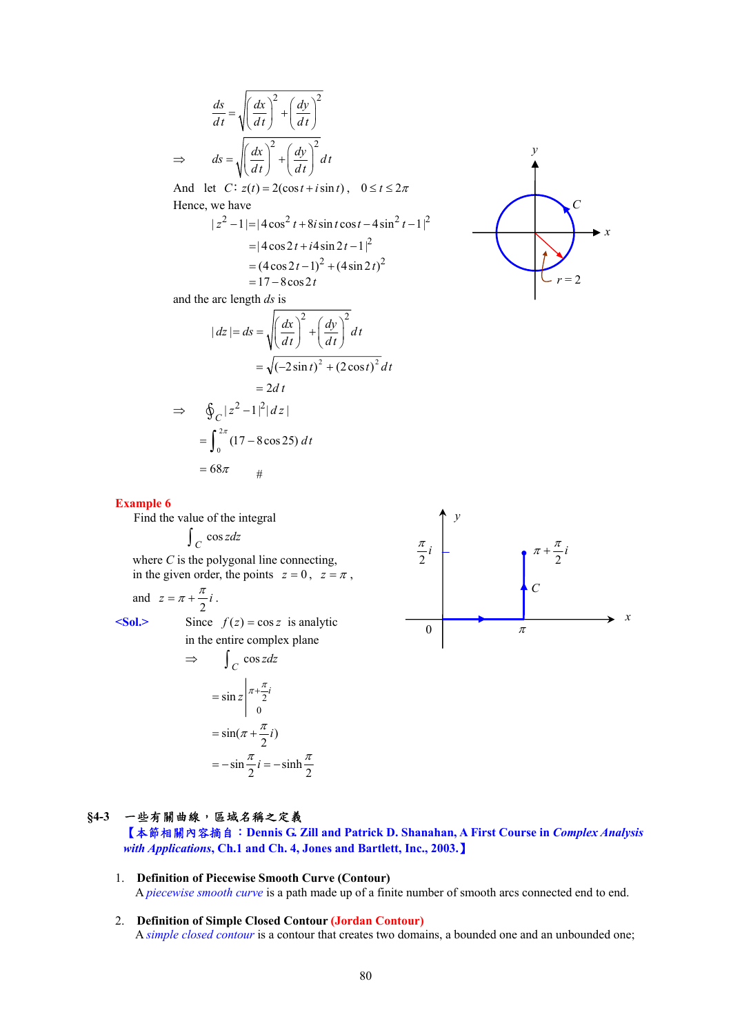$$\frac{ds}{dt} = \sqrt{\left(\frac{dx}{dt}\right)^2 + \left(\frac{dy}{dt}\right)^2}$$

$$\Rightarrow \quad ds = \sqrt{\left(\frac{dx}{dt}\right)^2 + \left(\frac{dy}{dt}\right)^2}\, dt$$

And let $C$: $z(t) = 2(\cos t + i \sin t)$, $0 \le t \le 2\pi$

Hence, we have

$$\begin{aligned}
|z^2 - 1| &= |4\cos^2 t + 8i \sin t \cos t - 4\sin^2 t - 1|^2 \\
&= |4\cos 2t + i4\sin 2t - 1|^2 \\
&= (4\cos 2t - 1)^2 + (4\sin 2t)^2 \\
&= 17 - 8\cos 2t
\end{aligned}$$

and the arc length $ds$ is

$$\begin{aligned}
|dz| = ds &= \sqrt{\left(\frac{dx}{dt}\right)^2 + \left(\frac{dy}{dt}\right)^2}\, dt \\
&= \sqrt{(-2\sin t)^2 + (2\cos t)^2}\, dt \\
&= 2dt
\end{aligned}$$

$$\Rightarrow \quad \oint_C |z^2 - 1|^2 |dz|$$

$$= \int_0^{2\pi} (17 - 8\cos 25)\, dt$$

$$= 68\pi \qquad \#$$

**Example 6**

Find the value of the integral

$$\int_C \cos z dz$$

where $C$ is the polygonal line connecting, in the given order, the points $z = 0$, $z = \pi$, and $z = \pi + \frac{\pi}{2} i$.

**<Sol.>** Since $f(z) = \cos z$ is analytic in the entire complex plane

$$\Rightarrow \quad \int_C \cos z dz$$

$$= \sin z \Big|_0^{\pi + \frac{\pi}{2} i}$$

$$= \sin(\pi + \frac{\pi}{2} i)$$

$$= -\sin \frac{\pi}{2} i = -\sinh \frac{\pi}{2}$$

## §4-3 一些有關曲線，區域名稱之定義

**【本節相關內容摘自：Dennis G. Zill and Patrick D. Shanahan, A First Course in *Complex Analysis with Applications*, Ch.1 and Ch. 4, Jones and Bartlett, Inc., 2003.】**

1. **Definition of Piecewise Smooth Curve (Contour)**
   A *piecewise smooth curve* is a path made up of a finite number of smooth arcs connected end to end.

2. **Definition of Simple Closed Contour (Jordan Contour)**
   A *simple closed contour* is a contour that creates two domains, a bounded one and an unbounded one;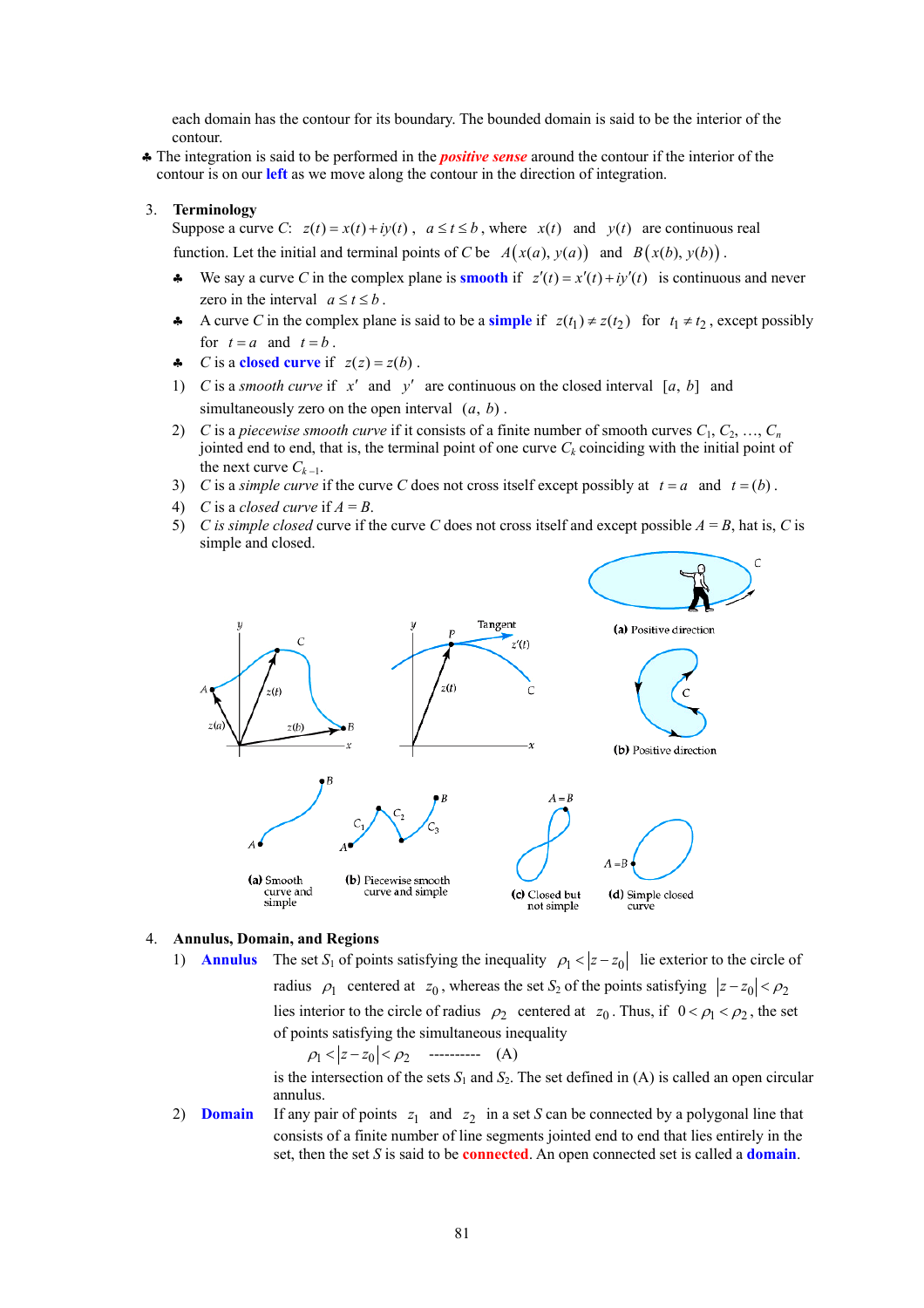each domain has the contour for its boundary. The bounded domain is said to be the interior of the contour.

♣ The integration is said to be performed in the ***positive sense*** around the contour if the interior of the contour is on our **left** as we move along the contour in the direction of integration.

3. **Terminology**

   Suppose a curve $C$: $z(t) = x(t) + iy(t)$, $a \le t \le b$, where $x(t)$ and $y(t)$ are continuous real function. Let the initial and terminal points of $C$ be $A(x(a), y(a))$ and $B(x(b), y(b))$.

   ♣ We say a curve $C$ in the complex plane is **smooth** if $z'(t) = x'(t) + iy'(t)$ is continuous and never zero in the interval $a \le t \le b$.

   ♣ A curve $C$ in the complex plane is said to be a **simple** if $z(t_1) \ne z(t_2)$ for $t_1 \ne t_2$, except possibly for $t = a$ and $t = b$.

   ♣ $C$ is a **closed curve** if $z(z) = z(b)$.

   1) $C$ is a *smooth curve* if $x'$ and $y'$ are continuous on the closed interval $[a, b]$ and simultaneously zero on the open interval $(a, b)$.
   2) $C$ is a *piecewise smooth curve* if it consists of a finite number of smooth curves $C_1, C_2, \ldots, C_n$ jointed end to end, that is, the terminal point of one curve $C_k$ coinciding with the initial point of the next curve $C_{k-1}$.
   3) $C$ is a *simple curve* if the curve $C$ does not cross itself except possibly at $t = a$ and $t = (b)$.
   4) $C$ is a *closed curve* if $A = B$.
   5) $C$ *is simple closed* curve if the curve $C$ does not cross itself and except possible $A = B$, hat is, $C$ is simple and closed.

(a) Positive direction

(b) Positive direction

(a) Smooth curve and simple

(b) Piecewise smooth curve and simple

(c) Closed but not simple

(d) Simple closed curve

4. **Annulus, Domain, and Regions**

   1) **Annulus** The set $S_1$ of points satisfying the inequality $\rho_1 < |z - z_0|$ lie exterior to the circle of radius $\rho_1$ centered at $z_0$, whereas the set $S_2$ of the points satisfying $|z - z_0| < \rho_2$ lies interior to the circle of radius $\rho_2$ centered at $z_0$. Thus, if $0 < \rho_1 < \rho_2$, the set of points satisfying the simultaneous inequality

   $$\rho_1 < |z - z_0| < \rho_2 \quad \text{----------} \quad (A)$$

   is the intersection of the sets $S_1$ and $S_2$. The set defined in (A) is called an open circular annulus.

   2) **Domain** If any pair of points $z_1$ and $z_2$ in a set $S$ can be connected by a polygonal line that consists of a finite number of line segments jointed end to end that lies entirely in the set, then the set $S$ is said to be **connected**. An open connected set is called a **domain**.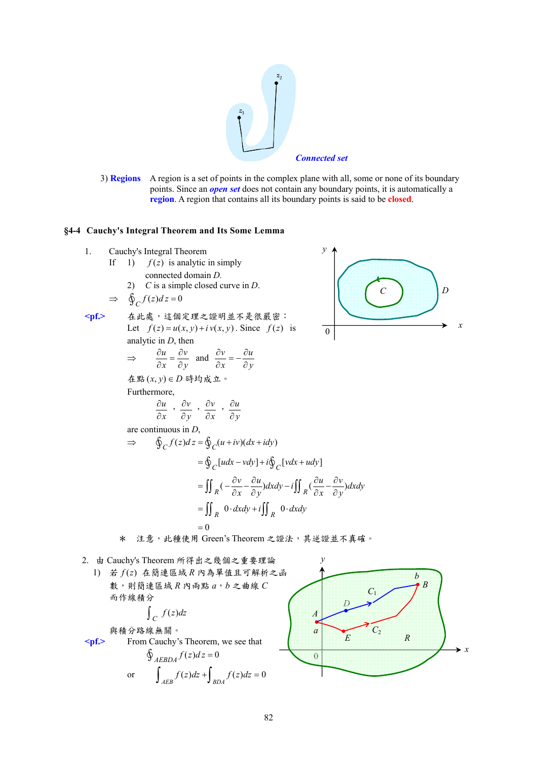*Connected set*

3) **Regions** A region is a set of points in the complex plane with all, some or none of its boundary points. Since an ***open set*** does not contain any boundary points, it is automatically a **region**. A region that contains all its boundary points is said to be **closed**.

## §4-4 Cauchy's Integral Theorem and Its Some Lemma

1. Cauchy's Integral Theorem

   If 1) $f(z)$ is analytic in simply connected domain $D$.

   2) $C$ is a simple closed curve in $D$.

   $\Rightarrow \oint_C f(z)dz = 0$

**<pf.>** 在此處，這個定理之證明並不是很嚴密：

Let $f(z) = u(x,y) + i\,v(x,y)$. Since $f(z)$ is analytic in $D$, then

$$\Rightarrow \frac{\partial u}{\partial x} = \frac{\partial v}{\partial y} \quad \text{and} \quad \frac{\partial v}{\partial x} = -\frac{\partial u}{\partial y}$$

在點 $(x,y) \in D$ 時均成立。

Furthermore,

$$\frac{\partial u}{\partial x}\ ,\ \frac{\partial v}{\partial y}\ ,\ \frac{\partial v}{\partial x}\ ,\ \frac{\partial u}{\partial y}$$

are continuous in $D$,

$$\begin{aligned}
\Rightarrow \oint_C f(z)dz &= \oint_C (u+iv)(dx+idy) \\
&= \oint_C [udx - vdy] + i\oint_C [vdx + udy] \\
&= \iint_R \left(-\frac{\partial v}{\partial x} - \frac{\partial u}{\partial y}\right)dxdy - i\iint_R \left(\frac{\partial u}{\partial x} - \frac{\partial v}{\partial y}\right)dxdy \\
&= \iint_R 0\cdot dxdy + i\iint_R 0\cdot dxdy \\
&= 0
\end{aligned}$$

\* 注意，此種使用 Green's Theorem 之證法，其逆證並不真確。

2. 由 Cauchy's Theorem 所得出之幾個之重要理論

   1) 若 $f(z)$ 在簡連區域 $R$ 內為單值且可解析之函數，則簡連區域 $R$ 內兩點 $a$，$b$ 之曲線 $C$ 而作線積分

   $$\int_C f(z)dz$$

   與積分路線無關。

**<pf.>** From Cauchy's Theorem, we see that

$$\oint_{AEBDA} f(z)dz = 0$$

or
$$\int_{AEB} f(z)dz + \int_{BDA} f(z)dz = 0$$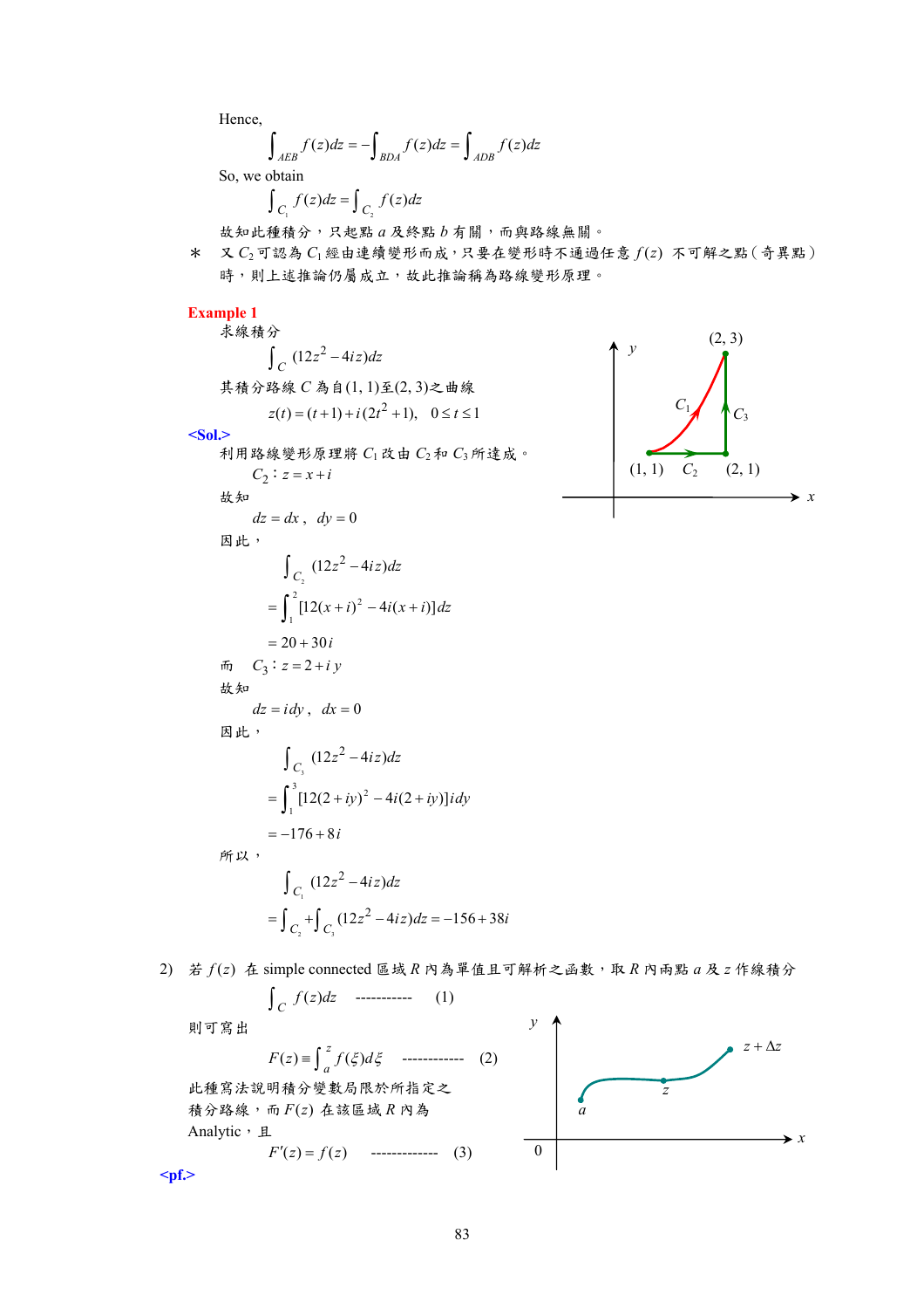Hence,

$$\int_{AEB} f(z)dz = -\int_{BDA} f(z)dz = \int_{ADB} f(z)dz$$

So, we obtain

$$\int_{C_1} f(z)dz = \int_{C_2} f(z)dz$$

故知此種積分，只起點 $a$ 及終點 $b$ 有關，而與路線無關。

＊ 又 $C_2$ 可認為 $C_1$ 經由連續變形而成，只要在變形時不通過任意 $f(z)$ 不可解之點（奇異點）時，則上述推論仍屬成立，故此推論稱為路線變形原理。

**Example 1**

求線積分

$$\int_C (12z^2 - 4iz)dz$$

其積分路線 $C$ 為自(1, 1)至(2, 3)之曲線

$$z(t) = (t+1) + i(2t^2+1), \quad 0 \le t \le 1$$

**<Sol.>**

利用路線變形原理將 $C_1$ 改由 $C_2$ 和 $C_3$ 所達成。

$$C_2 : z = x + i$$

故知

$$dz = dx, \quad dy = 0$$

因此，

$$\int_{C_2} (12z^2 - 4iz)dz$$

$$= \int_1^2 [12(x+i)^2 - 4i(x+i)]dz$$

$$= 20 + 30i$$

而 $C_3 : z = 2 + iy$

故知

$$dz = idy, \quad dx = 0$$

因此，

$$\int_{C_3} (12z^2 - 4iz)dz$$

$$= \int_1^3 [12(2+iy)^2 - 4i(2+iy)]idy$$

$$= -176 + 8i$$

所以，

$$\int_{C_1} (12z^2 - 4iz)dz$$

$$= \int_{C_2} + \int_{C_3} (12z^2 - 4iz)dz = -156 + 38i$$

2) 若 $f(z)$ 在 simple connected 區域 $R$ 內為單值且可解析之函數，取 $R$ 內兩點 $a$ 及 $z$ 作線積分

$$\int_C f(z)dz \quad \text{-----------} \quad (1)$$

則可寫出

$$F(z) \equiv \int_a^z f(\xi)d\xi \quad \text{------------} \quad (2)$$

此種寫法說明積分變數局限於所指定之積分路線，而 $F(z)$ 在該區域 $R$ 內為 Analytic，且

$$F'(z) = f(z) \quad \text{-------------} \quad (3)$$

**<pf.>**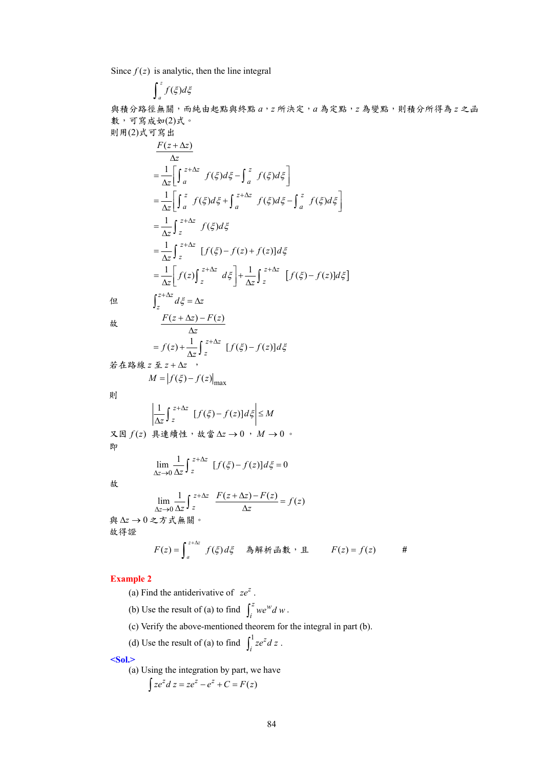Since $f(z)$ is analytic, then the line integral

$$\int_a^z f(\xi)d\xi$$

與積分路徑無關，而純由起點與終點 $a$，$z$ 所決定，$a$ 為定點，$z$ 為變點，則積分所得為 $z$ 之函數，可寫成如(2)式。

則用(2)式可寫出

$$\frac{F(z+\Delta z)}{\Delta z}$$

$$=\frac{1}{\Delta z}\left[\int_a^{z+\Delta z} f(\xi)d\xi-\int_a^z f(\xi)d\xi\right]$$

$$=\frac{1}{\Delta z}\left[\int_a^z f(\xi)d\xi+\int_a^{z+\Delta z} f(\xi)d\xi-\int_a^z f(\xi)d\xi\right]$$

$$=\frac{1}{\Delta z}\int_z^{z+\Delta z} f(\xi)d\xi$$

$$=\frac{1}{\Delta z}\int_z^{z+\Delta z} [f(\xi)-f(z)+f(z)]d\xi$$

$$=\frac{1}{\Delta z}\left[f(z)\int_z^{z+\Delta z} d\xi\right]+\frac{1}{\Delta z}\int_z^{z+\Delta z} [f(\xi)-f(z)]d\xi]$$

但 $\displaystyle\int_z^{z+\Delta z} d\xi=\Delta z$

故 $\displaystyle\frac{F(z+\Delta z)-F(z)}{\Delta z}$

$$=f(z)+\frac{1}{\Delta z}\int_z^{z+\Delta z} [f(\xi)-f(z)]d\xi$$

若在路線 $z$ 至 $z+\Delta z$ ，

$$M=|f(\xi)-f(z)|_{\max}$$

則

$$\left|\frac{1}{\Delta z}\int_z^{z+\Delta z} [f(\xi)-f(z)]d\xi\right|\le M$$

又因 $f(z)$ 具連續性，故當 $\Delta z\to 0$ ，$M\to 0$ 。

即

$$\lim_{\Delta z\to 0}\frac{1}{\Delta z}\int_z^{z+\Delta z} [f(\xi)-f(z)]d\xi=0$$

故

$$\lim_{\Delta z\to 0}\frac{1}{\Delta z}\int_z^{z+\Delta z} \frac{F(z+\Delta z)-F(z)}{\Delta z}=f(z)$$

與 $\Delta z\to 0$ 之方式無關。

故得證

$$F(z)=\int_a^{z+\Delta z} f(\xi)d\xi \quad \text{為解析函數，且} \quad F(z)=f(z) \qquad \#$$

**Example 2**

(a) Find the antiderivative of $ze^z$.

(b) Use the result of (a) to find $\int_i^z we^w d\,w$.

(c) Verify the above-mentioned theorem for the integral in part (b).

(d) Use the result of (a) to find $\int_i^1 ze^z d\,z$.

**<Sol.>**

(a) Using the integration by part, we have

$$\int ze^z d\,z=ze^z-e^z+C=F(z)$$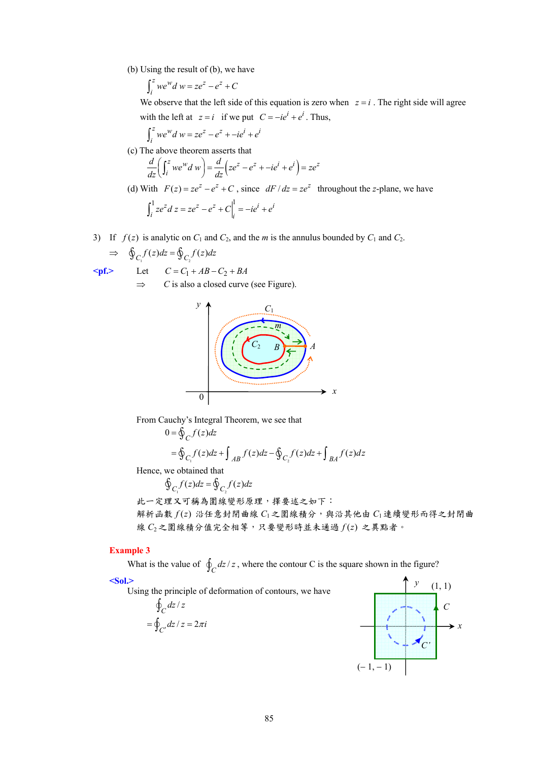(b) Using the result of (b), we have

$$\int_i^z we^w dw = ze^z - e^z + C$$

We observe that the left side of this equation is zero when $z = i$. The right side will agree with the left at $z = i$ if we put $C = -ie^i + e^i$. Thus,

$$\int_i^z we^w dw = ze^z - e^z + -ie^i + e^i$$

(c) The above theorem asserts that

$$\frac{d}{dz}\left(\int_i^z we^w dw\right) = \frac{d}{dz}\left(ze^z - e^z + -ie^i + e^i\right) = ze^z$$

(d) With $F(z) = ze^z - e^z + C$, since $dF/dz = ze^z$ throughout the $z$-plane, we have

$$\int_i^1 ze^z dz = ze^z - e^z + C\Big|_i^1 = -ie^i + e^i$$

3) If $f(z)$ is analytic on $C_1$ and $C_2$, and the $m$ is the annulus bounded by $C_1$ and $C_2$.

$\Rightarrow$ $\oint_{C_1} f(z)dz = \oint_{C_2} f(z)dz$

**<pf.>** Let $C = C_1 + AB - C_2 + BA$

$\Rightarrow$ $C$ is also a closed curve (see Figure).

From Cauchy's Integral Theorem, we see that

$$0 = \oint_C f(z)dz$$

$$= \oint_{C_1} f(z)dz + \int_{AB} f(z)dz - \oint_{C_2} f(z)dz + \int_{BA} f(z)dz$$

Hence, we obtained that

$$\oint_{C_1} f(z)dz = \oint_{C_2} f(z)dz$$

此一定理又可稱為圍線變形原理，擇要述之如下：
解析函數 $f(z)$ 沿任意封閉曲線 $C_1$ 之圍線積分，與沿其他由 $C_1$ 連續變形而得之封閉曲線 $C_2$ 之圍線積分值完全相等，只要變形時並未通過 $f(z)$ 之異點者。

**Example 3**

What is the value of $\oint_C dz/z$, where the contour C is the square shown in the figure?

**<Sol.>**

Using the principle of deformation of contours, we have

$$\oint_C dz/z$$

$$= \oint_{C'} dz/z = 2\pi i$$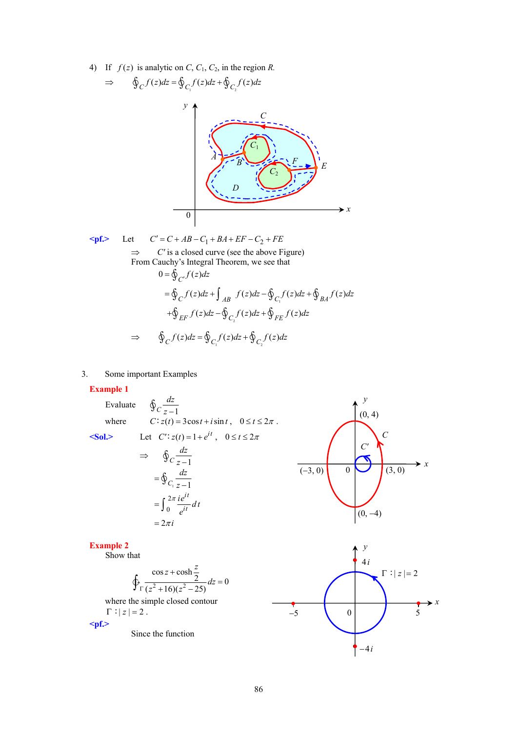4) If $f(z)$ is analytic on $C$, $C_1$, $C_2$, in the region $R$.

$$\Rightarrow \quad \oint_C f(z)dz = \oint_{C_1} f(z)dz + \oint_{C_2} f(z)dz$$

**<pf.>** Let $C' = C + AB - C_1 + BA + EF - C_2 + FE$

$\Rightarrow$ $C'$ is a closed curve (see the above Figure)

From Cauchy's Integral Theorem, we see that

$$0 = \oint_{C'} f(z)dz$$

$$= \oint_C f(z)dz + \int_{AB} f(z)dz - \oint_{C_1} f(z)dz + \oint_{BA} f(z)dz$$

$$+ \oint_{EF} f(z)dz - \oint_{C_2} f(z)dz + \oint_{FE} f(z)dz$$

$$\Rightarrow \quad \oint_C f(z)dz = \oint_{C_1} f(z)dz + \oint_{C_2} f(z)dz$$

3. Some important Examples

**Example 1**

Evaluate $\oint_C \dfrac{dz}{z-1}$

where $C: z(t) = 3\cos t + i\sin t$, $\quad 0 \le t \le 2\pi$ .

**<Sol.>** Let $C': z(t) = 1 + e^{it}$, $\quad 0 \le t \le 2\pi$

$$\Rightarrow \quad \oint_C \frac{dz}{z-1}$$

$$= \oint_{C_1} \frac{dz}{z-1}$$

$$= \int_0^{2\pi} \frac{ie^{it}}{e^{it}} dt$$

$$= 2\pi i$$

**Example 2**

Show that

$$\oint_\Gamma \frac{\cos z + \cosh \frac{z}{2}}{(z^2+16)(z^2-25)} dz = 0$$

where the simple closed contour $\Gamma : |z| = 2$ .

**<pf.>**

Since the function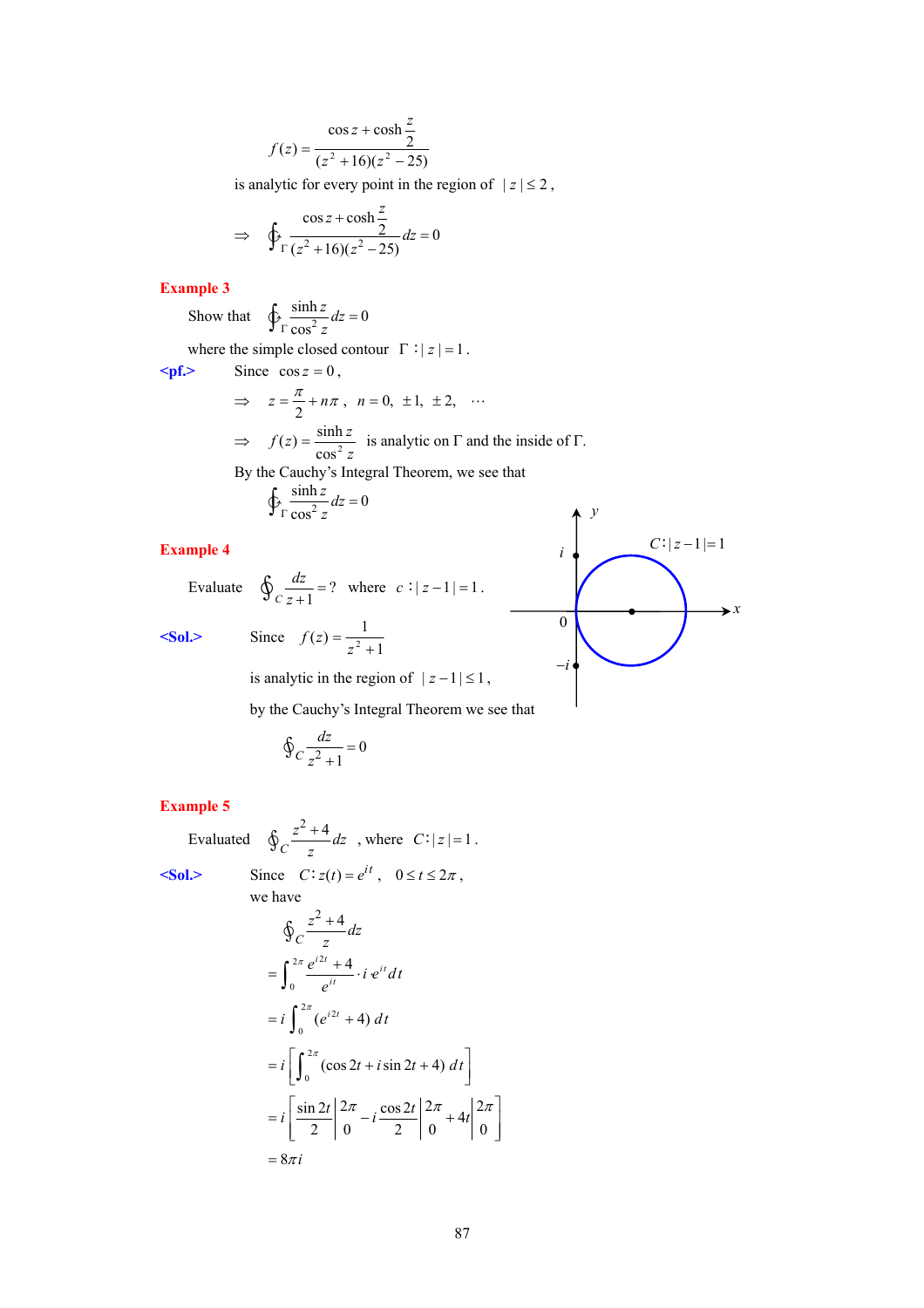$$f(z)=\frac{\cos z+\cosh\frac{z}{2}}{(z^2+16)(z^2-25)}$$

is analytic for every point in the region of $|z|\le 2$,

$$\Rightarrow \quad \oint_{\Gamma}\frac{\cos z+\cosh\frac{z}{2}}{(z^2+16)(z^2-25)}dz=0$$

**Example 3**

Show that $\displaystyle\oint_{\Gamma}\frac{\sinh z}{\cos^2 z}dz=0$

where the simple closed contour $\Gamma: |z|=1$.

**<pf.>** Since $\cos z=0$,

$$\Rightarrow \quad z=\frac{\pi}{2}+n\pi,\quad n=0,\ \pm1,\ \pm2,\ \cdots$$

$$\Rightarrow \quad f(z)=\frac{\sinh z}{\cos^2 z}\ \text{ is analytic on } \Gamma \text{ and the inside of } \Gamma.$$

By the Cauchy's Integral Theorem, we see that

$$\oint_{\Gamma}\frac{\sinh z}{\cos^2 z}dz=0$$

**Example 4**

Evaluate $\displaystyle\oint_{C}\frac{dz}{z+1}=?$ where $c: |z-1|=1$.

**<Sol.>** Since $f(z)=\dfrac{1}{z^2+1}$

is analytic in the region of $|z-1|\le 1$,

by the Cauchy's Integral Theorem we see that

$$\oint_{C}\frac{dz}{z^2+1}=0$$

**Example 5**

Evaluated $\displaystyle\oint_{C}\frac{z^2+4}{z}dz$ , where $C: |z|=1$.

**<Sol.>** Since $C: z(t)=e^{it}$, $0\le t\le 2\pi$,

we have

$$\oint_{C}\frac{z^2+4}{z}dz$$

$$=\int_0^{2\pi}\frac{e^{i2t}+4}{e^{it}}\cdot i\,e^{it}\,dt$$

$$=i\int_0^{2\pi}(e^{i2t}+4)\,dt$$

$$=i\left[\int_0^{2\pi}(\cos 2t+i\sin 2t+4)\,dt\right]$$

$$=i\left[\frac{\sin 2t}{2}\Bigg|_0^{2\pi}-i\frac{\cos 2t}{2}\Bigg|_0^{2\pi}+4t\Bigg|_0^{2\pi}\right]$$

$$=8\pi i$$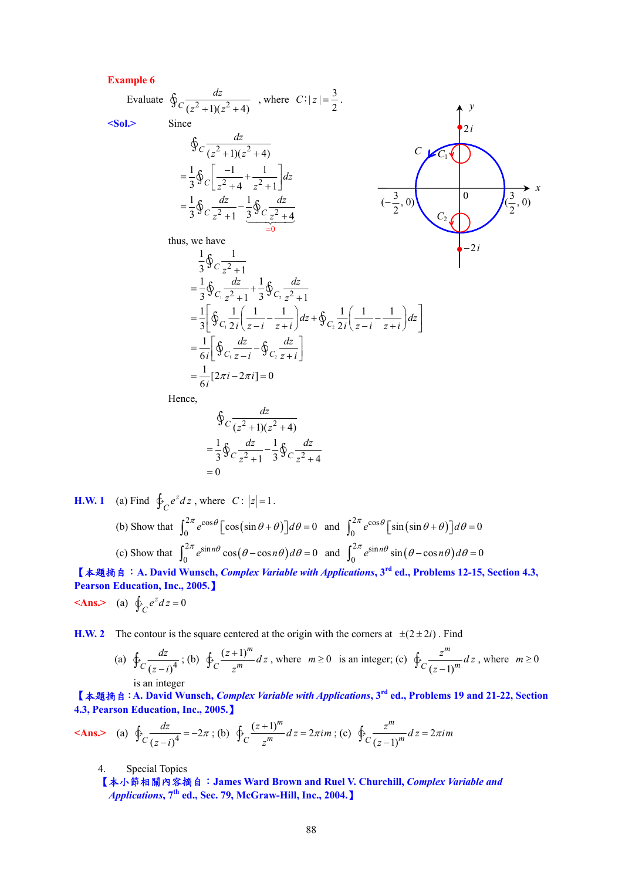**Example 6**

Evaluate $\oint_C \frac{dz}{(z^2+1)(z^2+4)}$ , where $C: |z| = \frac{3}{2}$.

**<Sol.>** Since

$$\oint_C \frac{dz}{(z^2+1)(z^2+4)}$$

$$= \frac{1}{3}\oint_C \left[\frac{-1}{z^2+4} + \frac{1}{z^2+1}\right] dz$$

$$= \frac{1}{3}\oint_C \frac{dz}{z^2+1} - \underbrace{\frac{1}{3}\oint_C \frac{dz}{z^2+4}}_{=0}$$

thus, we have

$$\frac{1}{3}\oint_C \frac{1}{z^2+1}$$

$$= \frac{1}{3}\oint_{C_1} \frac{dz}{z^2+1} + \frac{1}{3}\oint_{C_2} \frac{dz}{z^2+1}$$

$$= \frac{1}{3}\left[\oint_{C_1} \frac{1}{2i}\left(\frac{1}{z-i} - \frac{1}{z+i}\right) dz + \oint_{C_2} \frac{1}{2i}\left(\frac{1}{z-i} - \frac{1}{z+i}\right) dz\right]$$

$$= \frac{1}{6i}\left[\oint_{C_1} \frac{dz}{z-i} - \oint_{C_2} \frac{dz}{z+i}\right]$$

$$= \frac{1}{6i}[2\pi i - 2\pi i] = 0$$

Hence,

$$\oint_C \frac{dz}{(z^2+1)(z^2+4)}$$

$$= \frac{1}{3}\oint_C \frac{dz}{z^2+1} - \frac{1}{3}\oint_C \frac{dz}{z^2+4}$$

$$= 0$$

**H.W. 1** (a) Find $\oint_C e^z dz$ , where $C: |z| = 1$.

(b) Show that $\int_0^{2\pi} e^{\cos\theta}\left[\cos(\sin\theta + \theta)\right] d\theta = 0$ and $\int_0^{2\pi} e^{\cos\theta}\left[\sin(\sin\theta + \theta)\right] d\theta = 0$

(c) Show that $\int_0^{2\pi} e^{\sin n\theta}\cos(\theta - \cos n\theta) d\theta = 0$ and $\int_0^{2\pi} e^{\sin n\theta}\sin(\theta - \cos n\theta) d\theta = 0$

**【本題摘自：A. David Wunsch, *Complex Variable with Applications*, 3rd ed., Problems 12-15, Section 4.3, Pearson Education, Inc., 2005.】**

**<Ans.>** (a) $\oint_C e^z dz = 0$

**H.W. 2** The contour is the square centered at the origin with the corners at $\pm(2 \pm 2i)$. Find

(a) $\oint_C \frac{dz}{(z-i)^4}$ ; (b) $\oint_C \frac{(z+1)^m}{z^m} dz$ , where $m \geq 0$ is an integer; (c) $\oint_C \frac{z^m}{(z-1)^m} dz$ , where $m \geq 0$ is an integer

**【本題摘自：A. David Wunsch, *Complex Variable with Applications*, 3rd ed., Problems 19 and 21-22, Section 4.3, Pearson Education, Inc., 2005.】**

**<Ans.>** (a) $\oint_C \frac{dz}{(z-i)^4} = -2\pi$ ; (b) $\oint_C \frac{(z+1)^m}{z^m} dz = 2\pi i m$ ; (c) $\oint_C \frac{z^m}{(z-1)^m} dz = 2\pi i m$

4. Special Topics

**【本小節相關內容摘自：James Ward Brown and Ruel V. Churchill, *Complex Variable and Applications*, 7th ed., Sec. 79, McGraw-Hill, Inc., 2004.】**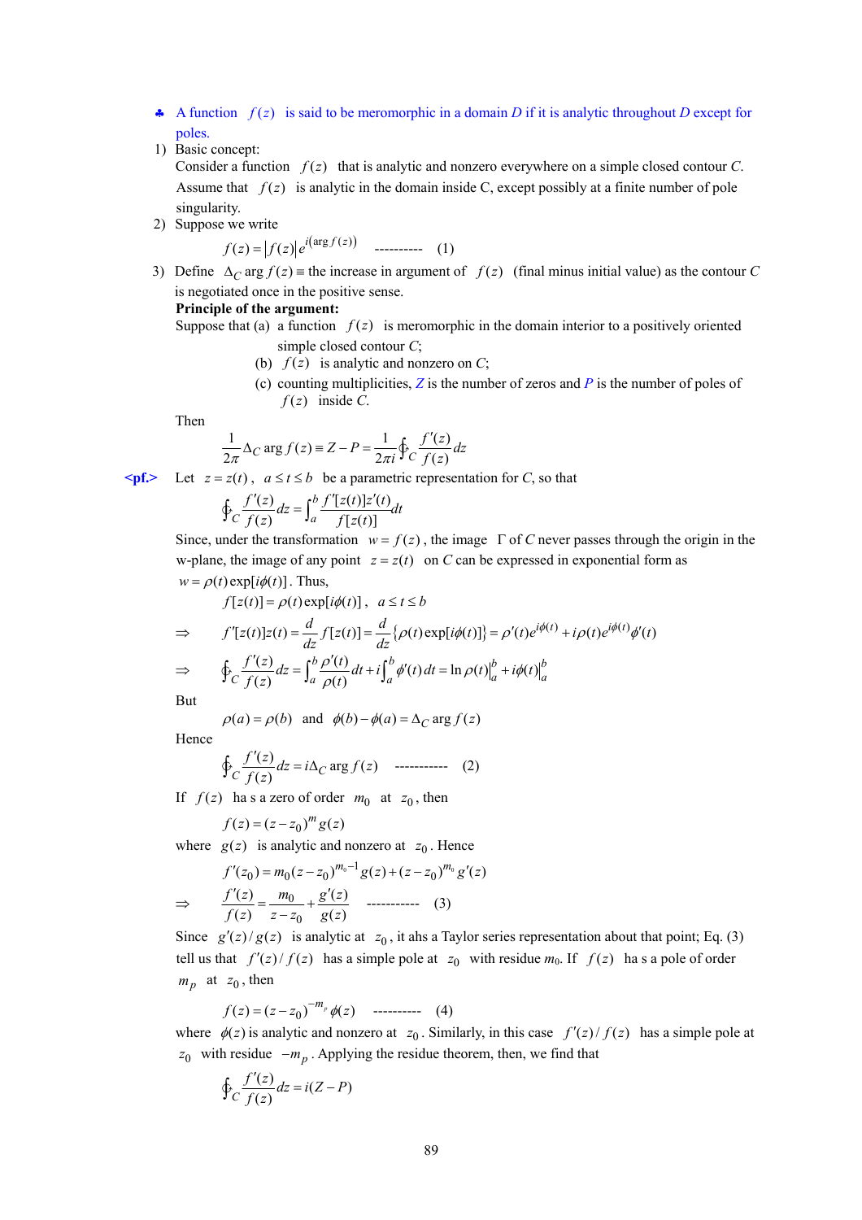♣ A function $f(z)$ is said to be meromorphic in a domain *D* if it is analytic throughout *D* except for poles.

1) Basic concept:
   Consider a function $f(z)$ that is analytic and nonzero everywhere on a simple closed contour *C*. Assume that $f(z)$ is analytic in the domain inside C, except possibly at a finite number of pole singularity.
2) Suppose we write

$$f(z) = |f(z)| e^{i(\arg f(z))} \quad \text{----------} \quad (1)$$

3) Define $\Delta_C \arg f(z) \equiv$ the increase in argument of $f(z)$ (final minus initial value) as the contour *C* is negotiated once in the positive sense.

**Principle of the argument:**

Suppose that (a) a function $f(z)$ is meromorphic in the domain interior to a positively oriented simple closed contour *C*;
(b) $f(z)$ is analytic and nonzero on *C*;
(c) counting multiplicities, *Z* is the number of zeros and *P* is the number of poles of $f(z)$ inside *C*.

Then

$$\frac{1}{2\pi}\Delta_C \arg f(z) \equiv Z - P = \frac{1}{2\pi i}\oint_C \frac{f'(z)}{f(z)}dz$$

**<pf.>** Let $z = z(t)$, $a \le t \le b$ be a parametric representation for *C*, so that

$$\oint_C \frac{f'(z)}{f(z)}dz = \int_a^b \frac{f'[z(t)]z'(t)}{f[z(t)]}dt$$

Since, under the transformation $w = f(z)$, the image $\Gamma$ of *C* never passes through the origin in the w-plane, the image of any point $z = z(t)$ on *C* can be expressed in exponential form as $w = \rho(t)\exp[i\phi(t)]$. Thus,

$$f[z(t)] = \rho(t)\exp[i\phi(t)], \quad a \le t \le b$$

$$\Rightarrow \quad f'[z(t)]z(t) = \frac{d}{dz}f[z(t)] = \frac{d}{dz}\{\rho(t)\exp[i\phi(t)]\} = \rho'(t)e^{i\phi(t)} + i\rho(t)e^{i\phi(t)}\phi'(t)$$

$$\Rightarrow \quad \oint_C \frac{f'(z)}{f(z)}dz = \int_a^b \frac{\rho'(t)}{\rho(t)}dt + i\int_a^b \phi'(t)\,dt = \ln \rho(t)\Big|_a^b + i\phi(t)\Big|_a^b$$

But

$$\rho(a) = \rho(b) \quad \text{and} \quad \phi(b) - \phi(a) = \Delta_C \arg f(z)$$

Hence

$$\oint_C \frac{f'(z)}{f(z)}dz = i\Delta_C \arg f(z) \quad \text{-----------} \quad (2)$$

If $f(z)$ ha s a zero of order $m_0$ at $z_0$, then

$$f(z) = (z - z_0)^m g(z)$$

where $g(z)$ is analytic and nonzero at $z_0$. Hence

$$f'(z_0) = m_0(z - z_0)^{m_0 - 1}g(z) + (z - z_0)^{m_0}g'(z)$$

$$\Rightarrow \quad \frac{f'(z)}{f(z)} = \frac{m_0}{z - z_0} + \frac{g'(z)}{g(z)} \quad \text{-----------} \quad (3)$$

Since $g'(z)/g(z)$ is analytic at $z_0$, it ahs a Taylor series representation about that point; Eq. (3) tell us that $f'(z)/f(z)$ has a simple pole at $z_0$ with residue $m_0$. If $f(z)$ ha s a pole of order $m_p$ at $z_0$, then

$$f(z) = (z - z_0)^{-m_p}\phi(z) \quad \text{----------} \quad (4)$$

where $\phi(z)$ is analytic and nonzero at $z_0$. Similarly, in this case $f'(z)/f(z)$ has a simple pole at $z_0$ with residue $-m_p$. Applying the residue theorem, then, we find that

$$\oint_C \frac{f'(z)}{f(z)}dz = i(Z - P)$$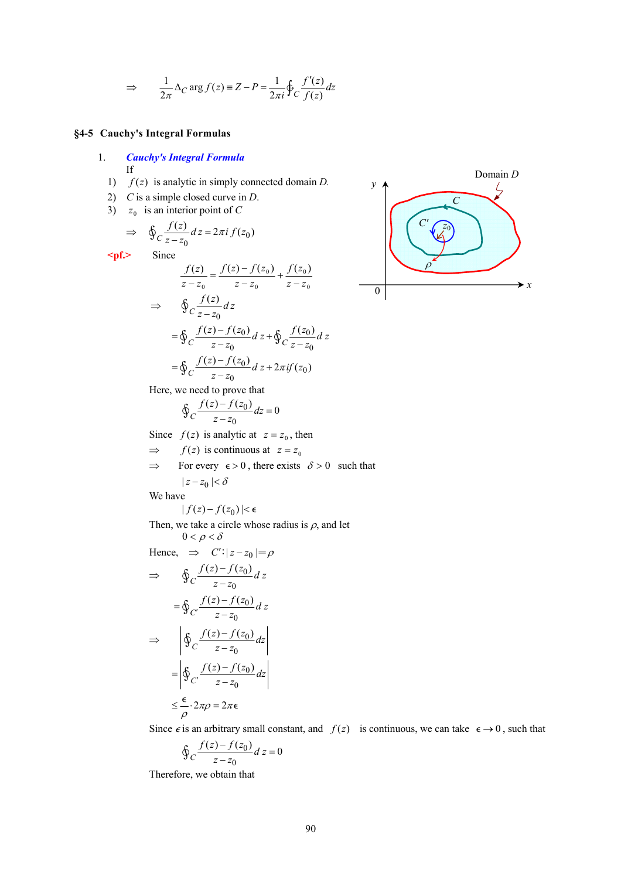$$\Rightarrow \quad \frac{1}{2\pi}\Delta_C \arg f(z) \equiv Z - P = \frac{1}{2\pi i}\oint_C \frac{f'(z)}{f(z)}dz$$

## §4-5 Cauchy's Integral Formulas

1. ***Cauchy's Integral Formula***

   If

   1) $f(z)$ is analytic in simply connected domain $D$.
   2) $C$ is a simple closed curve in $D$.
   3) $z_0$ is an interior point of $C$

$$\Rightarrow \quad \oint_C \frac{f(z)}{z-z_0}dz = 2\pi i\, f(z_0)$$

**<pf.>** Since

$$\frac{f(z)}{z-z_0} = \frac{f(z)-f(z_0)}{z-z_0} + \frac{f(z_0)}{z-z_0}$$

$$\Rightarrow \quad \oint_C \frac{f(z)}{z-z_0}dz$$

$$= \oint_C \frac{f(z)-f(z_0)}{z-z_0}dz + \oint_C \frac{f(z_0)}{z-z_0}dz$$

$$= \oint_C \frac{f(z)-f(z_0)}{z-z_0}dz + 2\pi i f(z_0)$$

Here, we need to prove that

$$\oint_C \frac{f(z)-f(z_0)}{z-z_0}dz = 0$$

Since $f(z)$ is analytic at $z = z_0$, then

$\Rightarrow$ $f(z)$ is continuous at $z = z_0$

$\Rightarrow$ For every $\epsilon > 0$, there exists $\delta > 0$ such that

$$|z - z_0| < \delta$$

We have

$$|f(z) - f(z_0)| < \epsilon$$

Then, we take a circle whose radius is $\rho$, and let

$$0 < \rho < \delta$$

Hence, $\Rightarrow$ $C' : |z - z_0| = \rho$

$$\Rightarrow \quad \oint_C \frac{f(z)-f(z_0)}{z-z_0}dz$$

$$= \oint_{C'} \frac{f(z)-f(z_0)}{z-z_0}dz$$

$$\Rightarrow \quad \left|\oint_C \frac{f(z)-f(z_0)}{z-z_0}dz\right|$$

$$= \left|\oint_{C'} \frac{f(z)-f(z_0)}{z-z_0}dz\right|$$

$$\le \frac{\epsilon}{\rho}\cdot 2\pi\rho = 2\pi\epsilon$$

Since $\epsilon$ is an arbitrary small constant, and $f(z)$ is continuous, we can take $\epsilon \to 0$, such that

$$\oint_C \frac{f(z)-f(z_0)}{z-z_0}dz = 0$$

Therefore, we obtain that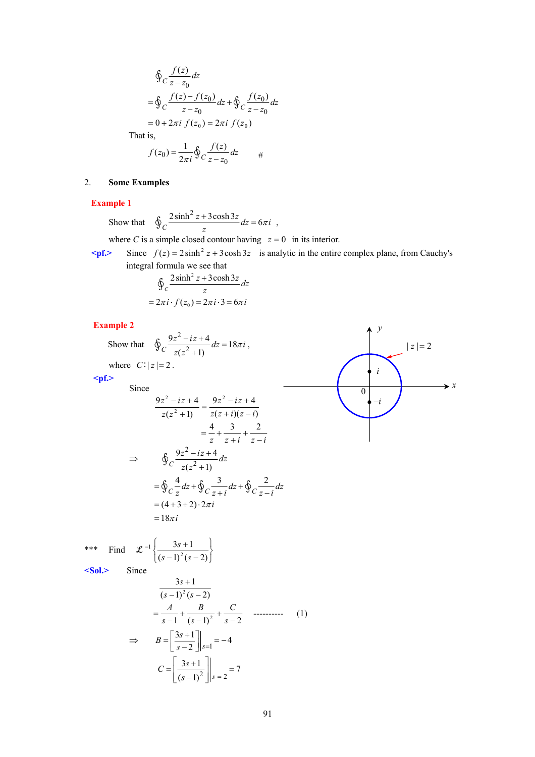$$\oint_C \frac{f(z)}{z-z_0}dz$$

$$= \oint_C \frac{f(z)-f(z_0)}{z-z_0}dz + \oint_C \frac{f(z_0)}{z-z_0}dz$$

$$= 0 + 2\pi i\, f(z_0) = 2\pi i\, f(z_0)$$

That is,

$$f(z_0) = \frac{1}{2\pi i}\oint_C \frac{f(z)}{z-z_0}dz \qquad \#$$

2. **Some Examples**

**Example 1**

Show that $\oint_C \frac{2\sinh^2 z + 3\cosh 3z}{z}dz = 6\pi i$ ,

where $C$ is a simple closed contour having $z=0$ in its interior.

**<pf.>** Since $f(z) = 2\sinh^2 z + 3\cosh 3z$ is analytic in the entire complex plane, from Cauchy's integral formula we see that

$$\oint_C \frac{2\sinh^2 z + 3\cosh 3z}{z}dz$$

$$= 2\pi i \cdot f(z_0) = 2\pi i \cdot 3 = 6\pi i$$

**Example 2**

Show that $\oint_C \frac{9z^2 - iz + 4}{z(z^2+1)}dz = 18\pi i$ ,

where $C: |z| = 2$ .

**<pf.>**

Since

$$\frac{9z^2 - iz + 4}{z(z^2+1)} = \frac{9z^2 - iz + 4}{z(z+i)(z-i)}$$

$$= \frac{4}{z} + \frac{3}{z+i} + \frac{2}{z-i}$$

$$\Rightarrow \oint_C \frac{9z^2 - iz + 4}{z(z^2+1)}dz$$

$$= \oint_C \frac{4}{z}dz + \oint_C \frac{3}{z+i}dz + \oint_C \frac{2}{z-i}dz$$

$$= (4+3+2)\cdot 2\pi i$$

$$= 18\pi i$$

*** Find $\mathcal{L}^{-1}\left\{\frac{3s+1}{(s-1)^2(s-2)}\right\}$

**<Sol.>** Since

$$\frac{3s+1}{(s-1)^2(s-2)}$$

$$= \frac{A}{s-1} + \frac{B}{(s-1)^2} + \frac{C}{s-2} \quad \text{----------} \quad (1)$$

$$\Rightarrow B = \left[\frac{3s+1}{s-2}\right]\Bigg|_{s=1} = -4$$

$$C = \left[\frac{3s+1}{(s-1)^2}\right]\Bigg|_{s=2} = 7$$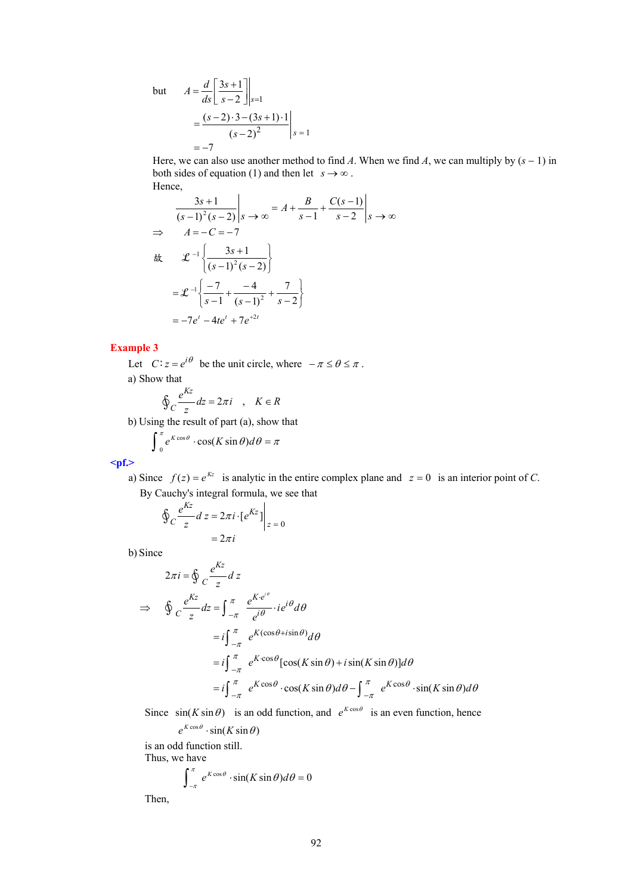but $A = \dfrac{d}{ds}\left[\dfrac{3s+1}{s-2}\right]\Bigg|_{s=1}$

$$= \frac{(s-2)\cdot 3-(3s+1)\cdot 1}{(s-2)^2}\Bigg|_{s=1}$$

$$= -7$$

Here, we can also use another method to find $A$. When we find $A$, we can multiply by $(s-1)$ in both sides of equation (1) and then let $s \to \infty$.

Hence,

$$\frac{3s+1}{(s-1)^2(s-2)}\Bigg|_{s\to\infty} = A + \frac{B}{s-1} + \frac{C(s-1)}{s-2}\Bigg|_{s\to\infty}$$

$$\Rightarrow \quad A = -C = -7$$

故 $\mathcal{L}^{-1}\left\{\dfrac{3s+1}{(s-1)^2(s-2)}\right\}$

$$= \mathcal{L}^{-1}\left\{\frac{-7}{s-1} + \frac{-4}{(s-1)^2} + \frac{7}{s-2}\right\}$$

$$= -7e^{t} - 4te^{t} + 7e^{+2t}$$

**Example 3**

Let $C: z = e^{i\theta}$ be the unit circle, where $-\pi \le \theta \le \pi$.

a) Show that

$$\oint_C \frac{e^{Kz}}{z}dz = 2\pi i \quad , \quad K \in R$$

b) Using the result of part (a), show that

$$\int_0^{\pi} e^{K\cos\theta}\cdot\cos(K\sin\theta)d\theta = \pi$$

**<pf.>**

a) Since $f(z) = e^{Kz}$ is analytic in the entire complex plane and $z = 0$ is an interior point of $C$. By Cauchy's integral formula, we see that

$$\oint_C \frac{e^{Kz}}{z}dz = 2\pi i\cdot[e^{Kz}]\Big|_{z=0}$$

$$= 2\pi i$$

b) Since

$$2\pi i = \oint_C \frac{e^{Kz}}{z}dz$$

$$\Rightarrow \quad \oint_C \frac{e^{Kz}}{z}dz = \int_{-\pi}^{\pi} \frac{e^{K\cdot e^{i\theta}}}{e^{i\theta}}\cdot ie^{i\theta}d\theta$$

$$= i\int_{-\pi}^{\pi} e^{K(\cos\theta + i\sin\theta)}d\theta$$

$$= i\int_{-\pi}^{\pi} e^{K\cdot\cos\theta}[\cos(K\sin\theta) + i\sin(K\sin\theta)]d\theta$$

$$= i\int_{-\pi}^{\pi} e^{K\cos\theta}\cdot\cos(K\sin\theta)d\theta - \int_{-\pi}^{\pi} e^{K\cos\theta}\cdot\sin(K\sin\theta)d\theta$$

Since $\sin(K\sin\theta)$ is an odd function, and $e^{K\cos\theta}$ is an even function, hence

$$e^{K\cos\theta}\cdot\sin(K\sin\theta)$$

is an odd function still.

Thus, we have

$$\int_{-\pi}^{\pi} e^{K\cos\theta}\cdot\sin(K\sin\theta)d\theta = 0$$

Then,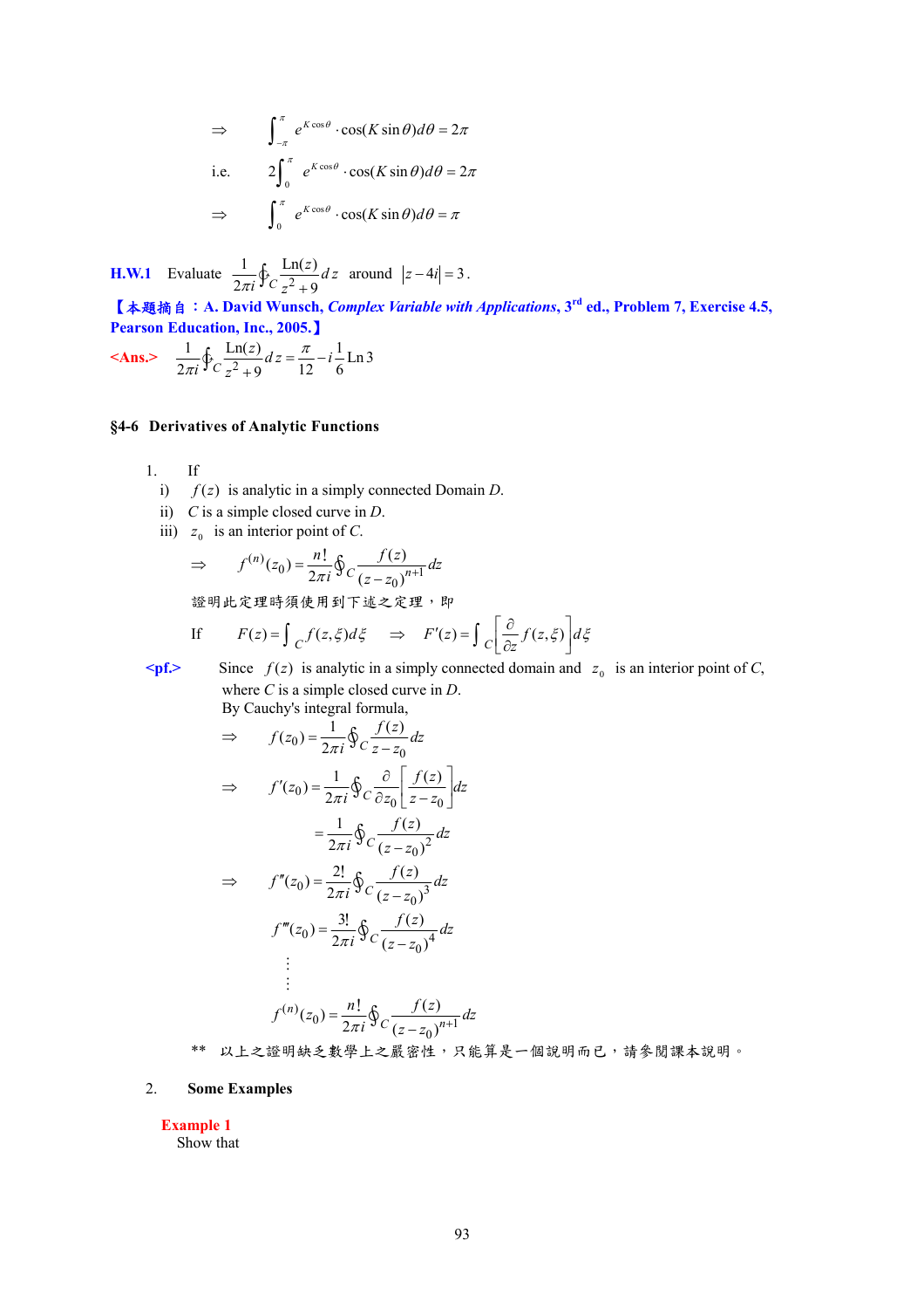$$\Rightarrow \quad \int_{-\pi}^{\pi} e^{K\cos\theta} \cdot \cos(K\sin\theta) d\theta = 2\pi$$

i.e. $$2\int_{0}^{\pi} e^{K\cos\theta} \cdot \cos(K\sin\theta) d\theta = 2\pi$$

$$\Rightarrow \quad \int_{0}^{\pi} e^{K\cos\theta} \cdot \cos(K\sin\theta) d\theta = \pi$$

**H.W.1** Evaluate $\frac{1}{2\pi i}\oint_C \frac{\text{Ln}(z)}{z^2+9} dz$ around $|z-4i| = 3$.

**【本題摘自：A. David Wunsch, *Complex Variable with Applications*, 3rd ed., Problem 7, Exercise 4.5, Pearson Education, Inc., 2005.】**

**<Ans.>** $\frac{1}{2\pi i}\oint_C \frac{\text{Ln}(z)}{z^2+9} dz = \frac{\pi}{12} - i\frac{1}{6}\text{Ln}\,3$

## §4-6 Derivatives of Analytic Functions

1. If
   i) $f(z)$ is analytic in a simply connected Domain $D$.
   ii) $C$ is a simple closed curve in $D$.
   iii) $z_0$ is an interior point of $C$.

$$\Rightarrow \quad f^{(n)}(z_0) = \frac{n!}{2\pi i}\oint_C \frac{f(z)}{(z-z_0)^{n+1}} dz$$

證明此定理時須使用到下述之定理，即

If $\quad F(z) = \int_C f(z,\xi) d\xi \quad \Rightarrow \quad F'(z) = \int_C \left[\frac{\partial}{\partial z} f(z,\xi)\right] d\xi$

**<pf.>** Since $f(z)$ is analytic in a simply connected domain and $z_0$ is an interior point of $C$, where $C$ is a simple closed curve in $D$.
By Cauchy's integral formula,

$$\Rightarrow \quad f(z_0) = \frac{1}{2\pi i}\oint_C \frac{f(z)}{z-z_0} dz$$

$$\Rightarrow \quad f'(z_0) = \frac{1}{2\pi i}\oint_C \frac{\partial}{\partial z_0}\left[\frac{f(z)}{z-z_0}\right] dz$$

$$= \frac{1}{2\pi i}\oint_C \frac{f(z)}{(z-z_0)^2} dz$$

$$\Rightarrow \quad f''(z_0) = \frac{2!}{2\pi i}\oint_C \frac{f(z)}{(z-z_0)^3} dz$$

$$f'''(z_0) = \frac{3!}{2\pi i}\oint_C \frac{f(z)}{(z-z_0)^4} dz$$

$$\vdots$$

$$f^{(n)}(z_0) = \frac{n!}{2\pi i}\oint_C \frac{f(z)}{(z-z_0)^{n+1}} dz$$

** 以上之證明缺乏數學上之嚴密性，只能算是一個說明而已，請參閱課本說明。

2. **Some Examples**

**Example 1**
Show that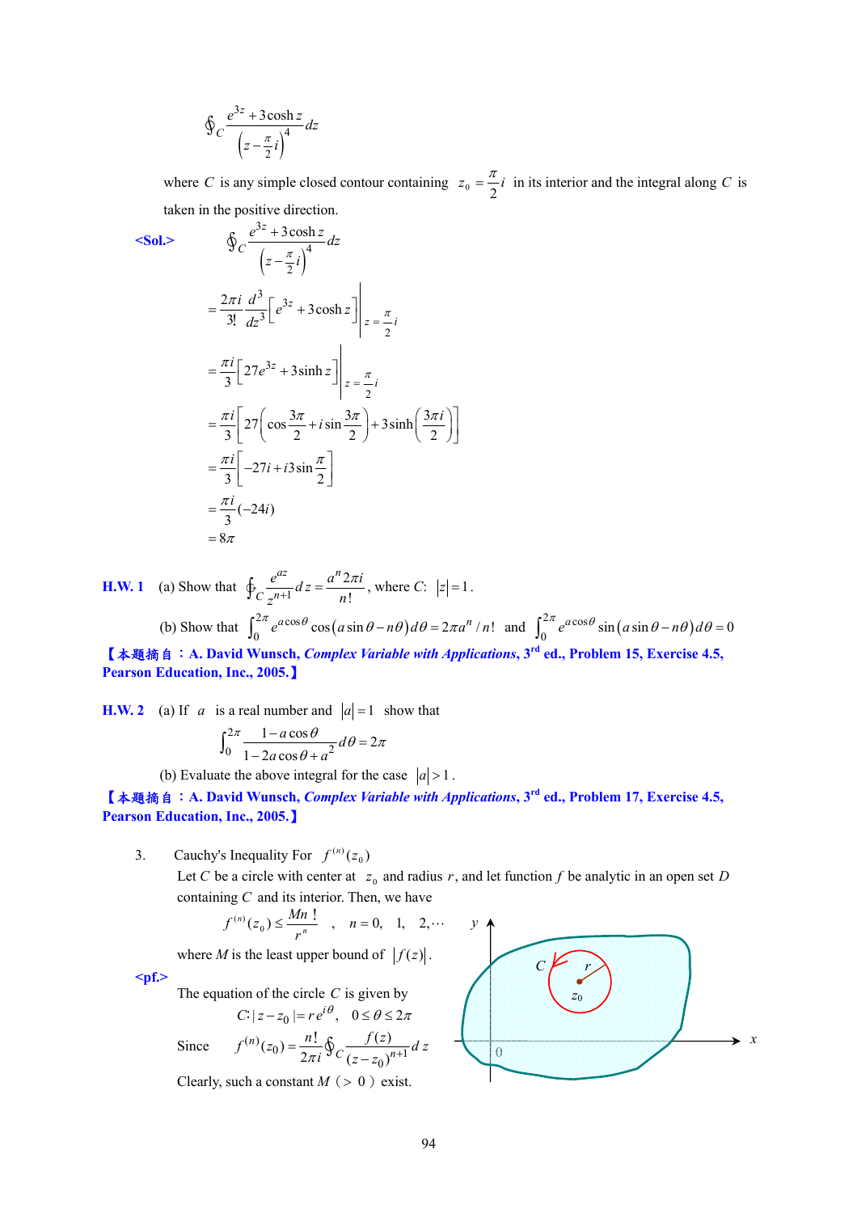$$\oint_C \frac{e^{3z}+3\cosh z}{\left(z-\frac{\pi}{2}i\right)^4}dz$$

where $C$ is any simple closed contour containing $z_0=\frac{\pi}{2}i$ in its interior and the integral along $C$ is taken in the positive direction.

**<Sol.>**

$$\oint_C \frac{e^{3z}+3\cosh z}{\left(z-\frac{\pi}{2}i\right)^4}dz$$

$$=\frac{2\pi i}{3!}\frac{d^3}{dz^3}\left[e^{3z}+3\cosh z\right]\Bigg|_{z=\frac{\pi}{2}i}$$

$$=\frac{\pi i}{3}\left[27e^{3z}+3\sinh z\right]\Bigg|_{z=\frac{\pi}{2}i}$$

$$=\frac{\pi i}{3}\left[27\left(\cos\frac{3\pi}{2}+i\sin\frac{3\pi}{2}\right)+3\sinh\left(\frac{3\pi i}{2}\right)\right]$$

$$=\frac{\pi i}{3}\left[-27i+i3\sin\frac{\pi}{2}\right]$$

$$=\frac{\pi i}{3}(-24i)$$

$$=8\pi$$

**H.W. 1** (a) Show that $\oint_C \frac{e^{az}}{z^{n+1}}dz=\frac{a^n 2\pi i}{n!}$, where $C$: $|z|=1$.

(b) Show that $\int_0^{2\pi} e^{a\cos\theta}\cos(a\sin\theta-n\theta)d\theta=2\pi a^n/n!$ and $\int_0^{2\pi} e^{a\cos\theta}\sin(a\sin\theta-n\theta)d\theta=0$

**【本題摘自：A. David Wunsch, *Complex Variable with Applications*, 3rd ed., Problem 15, Exercise 4.5, Pearson Education, Inc., 2005.】**

**H.W. 2** (a) If $a$ is a real number and $|a|=1$ show that

$$\int_0^{2\pi}\frac{1-a\cos\theta}{1-2a\cos\theta+a^2}d\theta=2\pi$$

(b) Evaluate the above integral for the case $|a|>1$.

**【本題摘自：A. David Wunsch, *Complex Variable with Applications*, 3rd ed., Problem 17, Exercise 4.5, Pearson Education, Inc., 2005.】**

3. Cauchy's Inequality For $f^{(n)}(z_0)$

Let $C$ be a circle with center at $z_0$ and radius $r$, and let function $f$ be analytic in an open set $D$ containing $C$ and its interior. Then, we have

$$f^{(n)}(z_0)\le\frac{Mn\,!}{r^n}\quad,\quad n=0,\ 1,\ 2,\cdots$$

where $M$ is the least upper bound of $|f(z)|$.

**<pf.>**

The equation of the circle $C$ is given by

$$C:|z-z_0|=re^{i\theta},\quad 0\le\theta\le 2\pi$$

Since $\quad f^{(n)}(z_0)=\frac{n!}{2\pi i}\oint_C\frac{f(z)}{(z-z_0)^{n+1}}dz$

Clearly, such a constant $M$ ( $>0$ ) exist.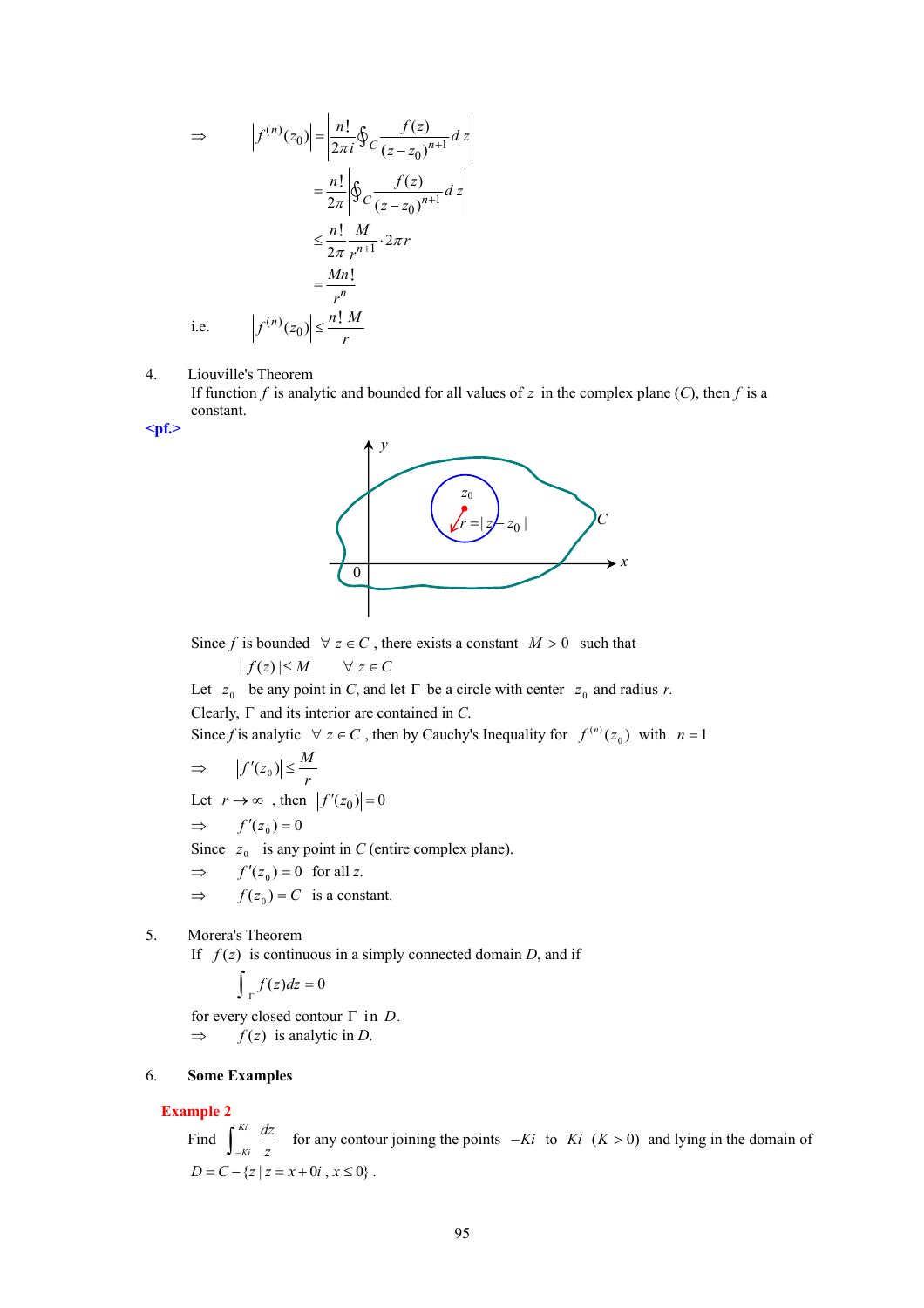$$\Rightarrow \quad \left|f^{(n)}(z_0)\right| = \left|\frac{n!}{2\pi i}\oint_C \frac{f(z)}{(z-z_0)^{n+1}}dz\right|$$

$$= \frac{n!}{2\pi}\left|\oint_C \frac{f(z)}{(z-z_0)^{n+1}}dz\right|$$

$$\leq \frac{n!}{2\pi}\frac{M}{r^{n+1}}\cdot 2\pi r$$

$$= \frac{Mn!}{r^n}$$

i.e. $\quad \left|f^{(n)}(z_0)\right| \leq \frac{n!\,M}{r}$

4. Liouville's Theorem

If function $f$ is analytic and bounded for all values of $z$ in the complex plane ($C$), then $f$ is a constant.

**<pf.>**

Since $f$ is bounded $\forall\, z \in C$, there exists a constant $M > 0$ such that

$$|f(z)| \leq M \qquad \forall\, z \in C$$

Let $z_0$ be any point in $C$, and let $\Gamma$ be a circle with center $z_0$ and radius $r$.

Clearly, $\Gamma$ and its interior are contained in $C$.

Since $f$ is analytic $\forall\, z \in C$, then by Cauchy's Inequality for $f^{(n)}(z_0)$ with $n = 1$

$\Rightarrow \quad \left|f'(z_0)\right| \leq \frac{M}{r}$

Let $r \to \infty$, then $\left|f'(z_0)\right| = 0$

$\Rightarrow \quad f'(z_0) = 0$

Since $z_0$ is any point in $C$ (entire complex plane).

$\Rightarrow \quad f'(z_0) = 0$ for all $z$.

$\Rightarrow \quad f(z_0) = C$ is a constant.

5. Morera's Theorem

If $f(z)$ is continuous in a simply connected domain $D$, and if

$$\int_\Gamma f(z)dz = 0$$

for every closed contour $\Gamma$ in $D$.

$\Rightarrow \quad f(z)$ is analytic in $D$.

6. **Some Examples**

**Example 2**

Find $\int_{-Ki}^{Ki} \frac{dz}{z}$ for any contour joining the points $-Ki$ to $Ki$ $(K > 0)$ and lying in the domain of $D = C - \{z \mid z = x + 0i\,,\, x \leq 0\}$.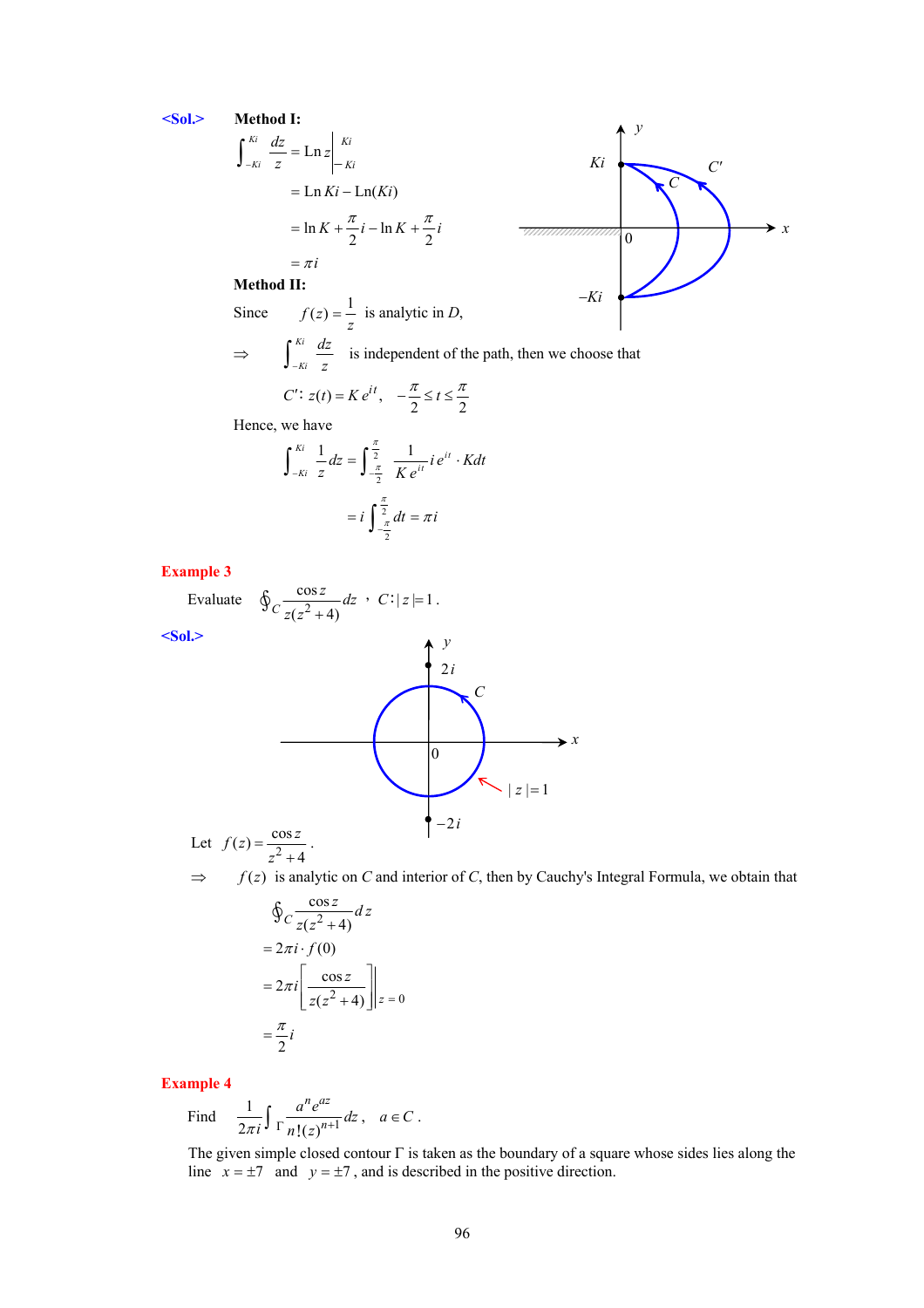**<Sol.>** **Method I:**

$$\int_{-Ki}^{Ki} \frac{dz}{z} = \operatorname{Ln} z \Big|_{-Ki}^{Ki}$$

$$= \operatorname{Ln} Ki - \operatorname{Ln}(Ki)$$

$$= \ln K + \frac{\pi}{2} i - \ln K + \frac{\pi}{2} i$$

$$= \pi i$$

**Method II:**

Since $\quad f(z) = \dfrac{1}{z}$ is analytic in $D$,

$\Rightarrow \quad \displaystyle\int_{-Ki}^{Ki} \frac{dz}{z}$ is independent of the path, then we choose that

$$C' : z(t) = K e^{it}, \quad -\frac{\pi}{2} \le t \le \frac{\pi}{2}$$

Hence, we have

$$\int_{-Ki}^{Ki} \frac{1}{z} dz = \int_{-\frac{\pi}{2}}^{\frac{\pi}{2}} \frac{1}{K e^{it}} i e^{it} \cdot K dt$$

$$= i \int_{-\frac{\pi}{2}}^{\frac{\pi}{2}} dt = \pi i$$

## Example 3

Evaluate $\displaystyle\oint_C \frac{\cos z}{z(z^2+4)} dz$ ， $C: |z| = 1$.

**<Sol.>**

Let $f(z) = \dfrac{\cos z}{z^2 + 4}$.

$\Rightarrow \quad f(z)$ is analytic on $C$ and interior of $C$, then by Cauchy's Integral Formula, we obtain that

$$\oint_C \frac{\cos z}{z(z^2+4)} dz$$

$$= 2\pi i \cdot f(0)$$

$$= 2\pi i \left[ \frac{\cos z}{z(z^2+4)} \right] \Bigg|_{z=0}$$

$$= \frac{\pi}{2} i$$

## Example 4

Find $\quad \dfrac{1}{2\pi i} \displaystyle\int_\Gamma \frac{a^n e^{az}}{n!(z)^{n+1}} dz, \quad a \in C$.

The given simple closed contour $\Gamma$ is taken as the boundary of a square whose sides lies along the line $x = \pm 7$ and $y = \pm 7$, and is described in the positive direction.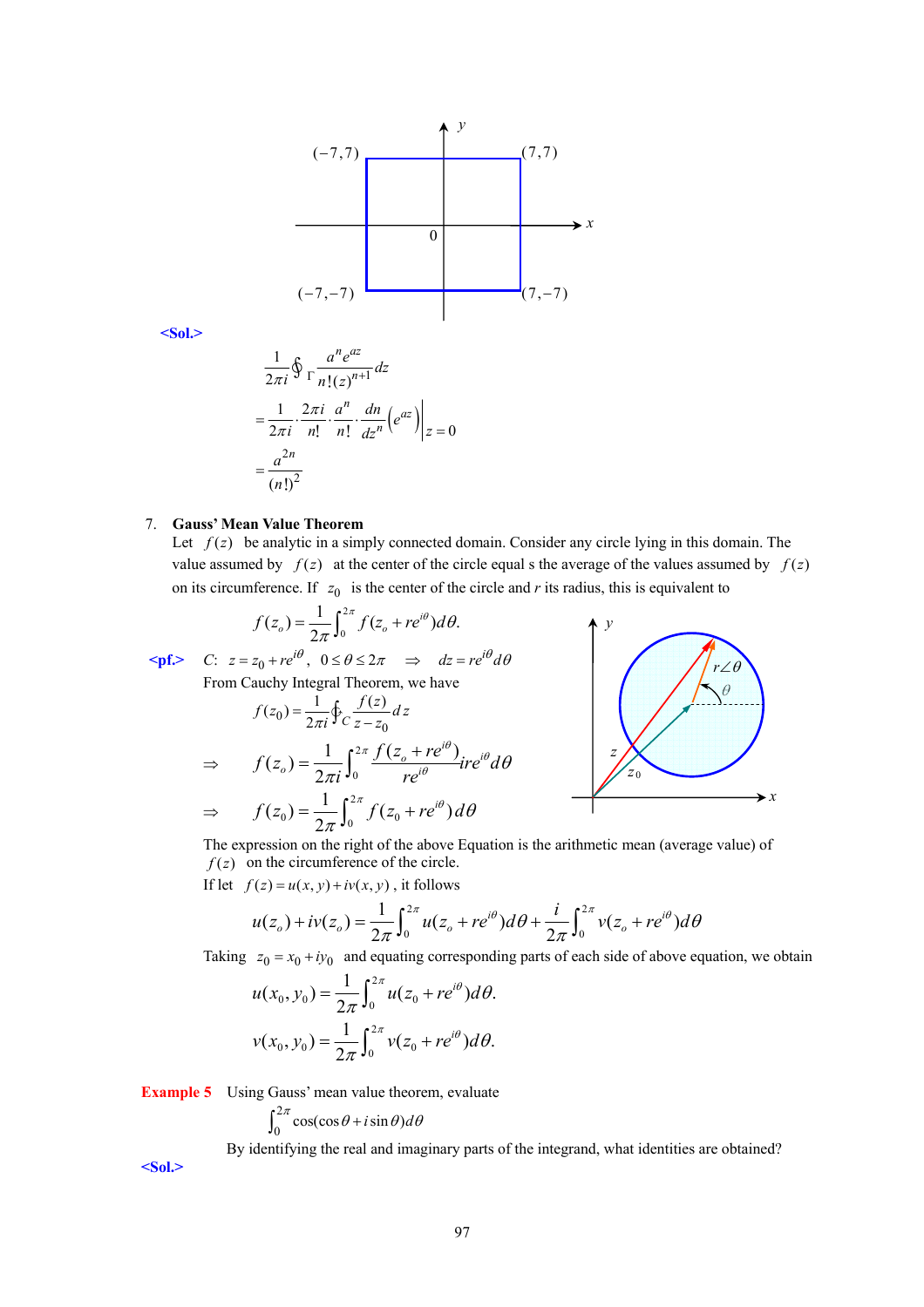**<Sol.>**

$$\frac{1}{2\pi i}\oint_{\Gamma}\frac{a^n e^{az}}{n!(z)^{n+1}}dz$$

$$=\frac{1}{2\pi i}\cdot\frac{2\pi i}{n!}\cdot\frac{a^n}{n!}\cdot\frac{dn}{dz^n}\left(e^{az}\right)\Big|_{z=0}$$

$$=\frac{a^{2n}}{(n!)^2}$$

7. **Gauss' Mean Value Theorem**

Let $f(z)$ be analytic in a simply connected domain. Consider any circle lying in this domain. The value assumed by $f(z)$ at the center of the circle equal s the average of the values assumed by $f(z)$ on its circumference. If $z_0$ is the center of the circle and *r* its radius, this is equivalent to

$$f(z_o)=\frac{1}{2\pi}\int_0^{2\pi}f(z_o+re^{i\theta})d\theta.$$

**<pf.>** $C$: $z=z_0+re^{i\theta}$, $0\le\theta\le 2\pi$ $\Rightarrow$ $dz=re^{i\theta}d\theta$

From Cauchy Integral Theorem, we have

$$f(z_0)=\frac{1}{2\pi i}\oint_C\frac{f(z)}{z-z_0}dz$$

$$\Rightarrow\quad f(z_o)=\frac{1}{2\pi i}\int_0^{2\pi}\frac{f(z_o+re^{i\theta})}{re^{i\theta}}ire^{i\theta}d\theta$$

$$\Rightarrow\quad f(z_0)=\frac{1}{2\pi}\int_0^{2\pi}f(z_0+re^{i\theta})d\theta$$

The expression on the right of the above Equation is the arithmetic mean (average value) of $f(z)$ on the circumference of the circle.

If let $f(z)=u(x,y)+iv(x,y)$, it follows

$$u(z_o)+iv(z_o)=\frac{1}{2\pi}\int_0^{2\pi}u(z_o+re^{i\theta})d\theta+\frac{i}{2\pi}\int_0^{2\pi}v(z_o+re^{i\theta})d\theta$$

Taking $z_0=x_0+iy_0$ and equating corresponding parts of each side of above equation, we obtain

$$u(x_0,y_0)=\frac{1}{2\pi}\int_0^{2\pi}u(z_0+re^{i\theta})d\theta.$$

$$v(x_0,y_0)=\frac{1}{2\pi}\int_0^{2\pi}v(z_0+re^{i\theta})d\theta.$$

**Example 5** Using Gauss' mean value theorem, evaluate

$$\int_0^{2\pi}\cos(\cos\theta+i\sin\theta)d\theta$$

By identifying the real and imaginary parts of the integrand, what identities are obtained?

**<Sol.>**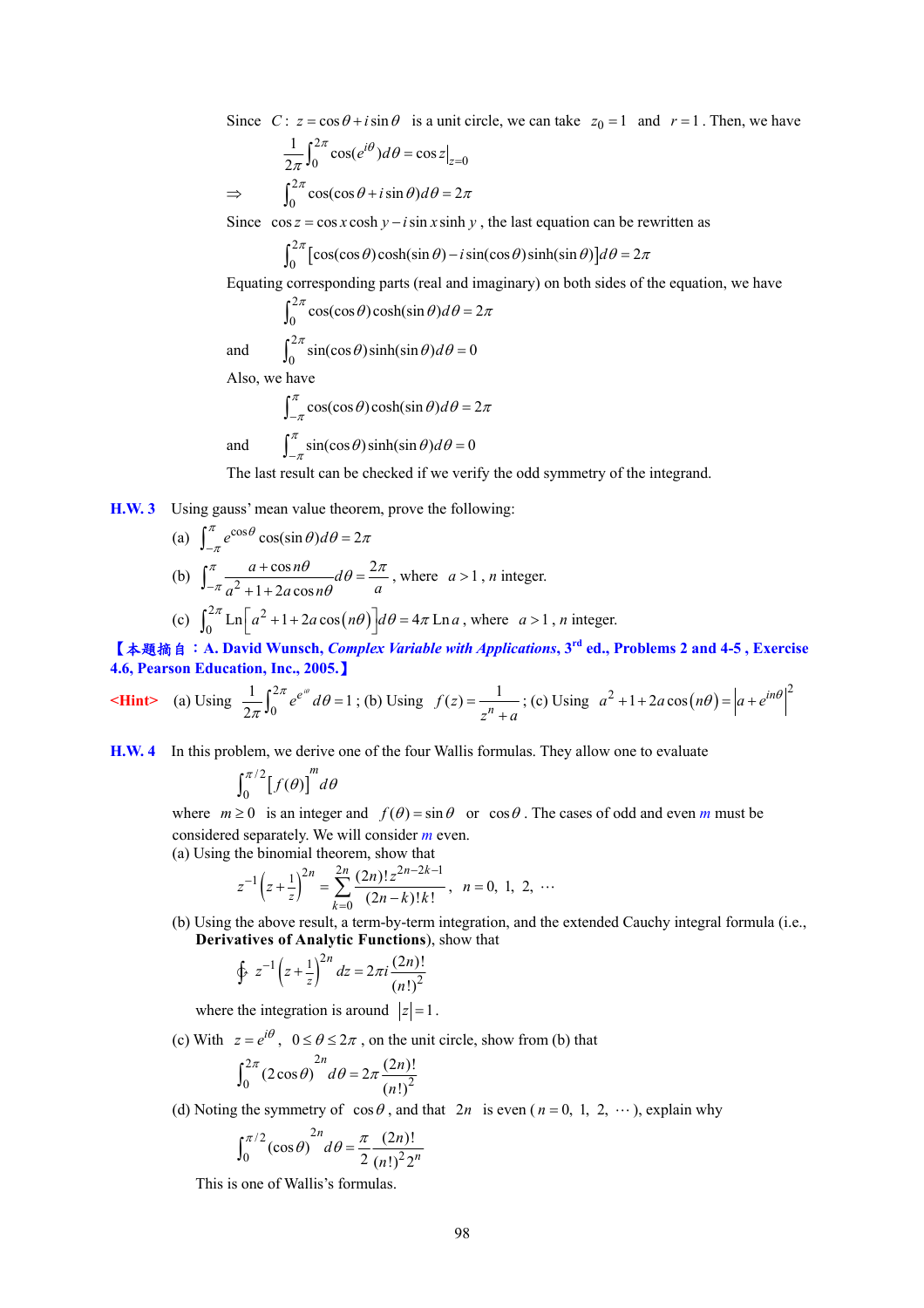Since $C: z = \cos\theta + i\sin\theta$ is a unit circle, we can take $z_0 = 1$ and $r = 1$. Then, we have

$$\frac{1}{2\pi}\int_0^{2\pi} \cos(e^{i\theta})d\theta = \cos z\big|_{z=0}$$

$$\Rightarrow \quad \int_0^{2\pi} \cos(\cos\theta + i\sin\theta)d\theta = 2\pi$$

Since $\cos z = \cos x \cosh y - i\sin x \sinh y$, the last equation can be rewritten as

$$\int_0^{2\pi} [\cos(\cos\theta)\cosh(\sin\theta) - i\sin(\cos\theta)\sinh(\sin\theta)]d\theta = 2\pi$$

Equating corresponding parts (real and imaginary) on both sides of the equation, we have

$$\int_0^{2\pi} \cos(\cos\theta)\cosh(\sin\theta)d\theta = 2\pi$$

and
$$\int_0^{2\pi} \sin(\cos\theta)\sinh(\sin\theta)d\theta = 0$$

Also, we have

$$\int_{-\pi}^{\pi} \cos(\cos\theta)\cosh(\sin\theta)d\theta = 2\pi$$

and
$$\int_{-\pi}^{\pi} \sin(\cos\theta)\sinh(\sin\theta)d\theta = 0$$

The last result can be checked if we verify the odd symmetry of the integrand.

**H.W. 3** Using gauss' mean value theorem, prove the following:

(a) $\displaystyle\int_{-\pi}^{\pi} e^{\cos\theta}\cos(\sin\theta)d\theta = 2\pi$

(b) $\displaystyle\int_{-\pi}^{\pi} \frac{a+\cos n\theta}{a^2+1+2a\cos n\theta}d\theta = \frac{2\pi}{a}$, where $a > 1$, $n$ integer.

(c) $\displaystyle\int_0^{2\pi} \text{Ln}\left[a^2+1+2a\cos(n\theta)\right]d\theta = 4\pi\,\text{Ln}\,a$, where $a > 1$, $n$ integer.

**【本題摘自：A. David Wunsch, *Complex Variable with Applications*, 3rd ed., Problems 2 and 4-5 , Exercise 4.6, Pearson Education, Inc., 2005.】**

**<Hint>** (a) Using $\displaystyle\frac{1}{2\pi}\int_0^{2\pi} e^{e^{i\theta}}d\theta = 1$; (b) Using $f(z) = \dfrac{1}{z^n + a}$; (c) Using $a^2+1+2a\cos(n\theta) = \left|a+e^{in\theta}\right|^2$

**H.W. 4** In this problem, we derive one of the four Wallis formulas. They allow one to evaluate

$$\int_0^{\pi/2} [f(\theta)]^m \, d\theta$$

where $m \geq 0$ is an integer and $f(\theta) = \sin\theta$ or $\cos\theta$. The cases of odd and even $m$ must be considered separately. We will consider $m$ even.

(a) Using the binomial theorem, show that

$$z^{-1}\left(z+\tfrac{1}{z}\right)^{2n} = \sum_{k=0}^{2n} \frac{(2n)!\,z^{2n-2k-1}}{(2n-k)!\,k!}, \quad n = 0,\ 1,\ 2,\ \cdots$$

(b) Using the above result, a term-by-term integration, and the extended Cauchy integral formula (i.e., **Derivatives of Analytic Functions**), show that

$$\oint z^{-1}\left(z+\tfrac{1}{z}\right)^{2n} dz = 2\pi i\frac{(2n)!}{(n!)^2}$$

where the integration is around $|z| = 1$.

(c) With $z = e^{i\theta}$, $0 \leq \theta \leq 2\pi$, on the unit circle, show from (b) that

$$\int_0^{2\pi} (2\cos\theta)^{2n} \, d\theta = 2\pi\frac{(2n)!}{(n!)^2}$$

(d) Noting the symmetry of $\cos\theta$, and that $2n$ is even ($n = 0,\ 1,\ 2,\ \cdots$), explain why

$$\int_0^{\pi/2} (\cos\theta)^{2n} \, d\theta = \frac{\pi}{2}\frac{(2n)!}{(n!)^2 2^n}$$

This is one of Wallis's formulas.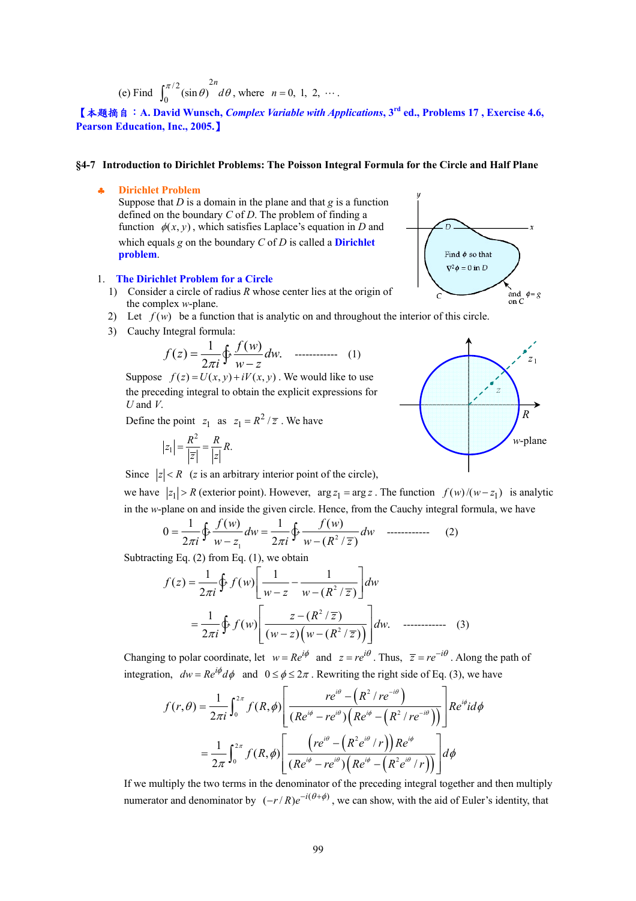(e) Find $\int_0^{\pi/2} (\sin\theta)^{2n}\, d\theta$, where $n = 0, 1, 2, \cdots$.

【本題摘自：A. David Wunsch, *Complex Variable with Applications*, 3rd ed., Problems 17 , Exercise 4.6, Pearson Education, Inc., 2005.】

## §4-7 Introduction to Dirichlet Problems: The Poisson Integral Formula for the Circle and Half Plane

♣ **Dirichlet Problem**

Suppose that $D$ is a domain in the plane and that $g$ is a function defined on the boundary $C$ of $D$. The problem of finding a function $\phi(x, y)$, which satisfies Laplace's equation in $D$ and which equals $g$ on the boundary $C$ of $D$ is called a **Dirichlet problem**.

Find $\phi$ so that $\nabla^2\phi = 0$ in $D$; and $\phi = g$ on $C$

1. **The Dirichlet Problem for a Circle**

   1) Consider a circle of radius $R$ whose center lies at the origin of the complex $w$-plane.
   2) Let $f(w)$ be a function that is analytic on and throughout the interior of this circle.
   3) Cauchy Integral formula:

$$f(z) = \frac{1}{2\pi i}\oint \frac{f(w)}{w - z}\,dw. \qquad \text{------------} \quad (1)$$

Suppose $f(z) = U(x, y) + iV(x, y)$. We would like to use the preceding integral to obtain the explicit expressions for $U$ and $V$.

Define the point $z_1$ as $z_1 = R^2/\bar{z}$. We have

$$|z_1| = \frac{R^2}{|\bar{z}|} = \frac{R}{|z|}R.$$

Since $|z| < R$ ($z$ is an arbitrary interior point of the circle), we have $|z_1| > R$ (exterior point). However, $\arg z_1 = \arg z$. The function $f(w)/(w - z_1)$ is analytic in the $w$-plane on and inside the given circle. Hence, from the Cauchy integral formula, we have

$$0 = \frac{1}{2\pi i}\oint \frac{f(w)}{w - z_1}\,dw = \frac{1}{2\pi i}\oint \frac{f(w)}{w - (R^2/\bar{z})}\,dw \qquad \text{------------} \quad (2)$$

Subtracting Eq. (2) from Eq. (1), we obtain

$$f(z) = \frac{1}{2\pi i}\oint f(w)\left[\frac{1}{w - z} - \frac{1}{w - (R^2/\bar{z})}\right]dw$$

$$= \frac{1}{2\pi i}\oint f(w)\left[\frac{z - (R^2/\bar{z})}{(w - z)\left(w - (R^2/\bar{z})\right)}\right]dw. \qquad \text{------------} \quad (3)$$

Changing to polar coordinate, let $w = Re^{i\phi}$ and $z = re^{i\theta}$. Thus, $\bar{z} = re^{-i\theta}$. Along the path of integration, $dw = Re^{i\phi}d\phi$ and $0 \le \phi \le 2\pi$. Rewriting the right side of Eq. (3), we have

$$f(r,\theta) = \frac{1}{2\pi i}\int_0^{2\pi} f(R,\phi)\left[\frac{re^{i\theta} - \left(R^2/re^{-i\theta}\right)}{\left(Re^{i\phi} - re^{i\theta}\right)\left(Re^{i\phi} - \left(R^2/re^{-i\theta}\right)\right)}\right]Re^{i\phi}i\,d\phi$$

$$= \frac{1}{2\pi}\int_0^{2\pi} f(R,\phi)\left[\frac{\left(re^{i\theta} - \left(R^2e^{i\theta}/r\right)\right)Re^{i\phi}}{\left(Re^{i\phi} - re^{i\theta}\right)\left(Re^{i\phi} - \left(R^2e^{i\theta}/r\right)\right)}\right]d\phi$$

If we multiply the two terms in the denominator of the preceding integral together and then multiply numerator and denominator by $(-r/R)e^{-i(\theta+\phi)}$, we can show, with the aid of Euler's identity, that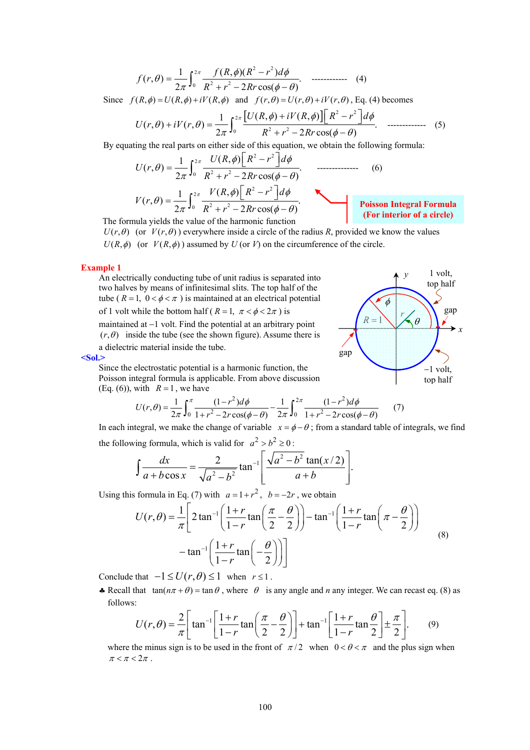$$f(r,\theta) = \frac{1}{2\pi}\int_0^{2\pi} \frac{f(R,\phi)(R^2 - r^2)d\phi}{R^2 + r^2 - 2Rr\cos(\phi - \theta)}. \qquad \text{------------} \quad (4)$$

Since $f(R,\phi) = U(R,\phi) + iV(R,\phi)$ and $f(r,\theta) = U(r,\theta) + iV(r,\theta)$, Eq. (4) becomes

$$U(r,\theta) + iV(r,\theta) = \frac{1}{2\pi}\int_0^{2\pi} \frac{\left[U(R,\phi) + iV(R,\phi)\right]\left[R^2 - r^2\right]d\phi}{R^2 + r^2 - 2Rr\cos(\phi - \theta)}. \qquad \text{-------------} \quad (5)$$

By equating the real parts on either side of this equation, we obtain the following formula:

$$U(r,\theta) = \frac{1}{2\pi}\int_0^{2\pi} \frac{U(R,\phi)\left[R^2 - r^2\right]d\phi}{R^2 + r^2 - 2Rr\cos(\phi - \theta)}. \qquad \text{--------------} \quad (6)$$

$$V(r,\theta) = \frac{1}{2\pi}\int_0^{2\pi} \frac{V(R,\phi)\left[R^2 - r^2\right]d\phi}{R^2 + r^2 - 2Rr\cos(\phi - \theta)}.$$

**Poisson Integral Formula (For interior of a circle)**

The formula yields the value of the harmonic function $U(r,\theta)$ (or $V(r,\theta)$) everywhere inside a circle of the radius $R$, provided we know the values $U(R,\phi)$ (or $V(R,\phi)$) assumed by $U$ (or $V$) on the circumference of the circle.

**Example 1**

An electrically conducting tube of unit radius is separated into two halves by means of infinitesimal slits. The top half of the tube ($R = 1$, $0 < \phi < \pi$) is maintained at an electrical potential of 1 volt while the bottom half ($R = 1$, $\pi < \phi < 2\pi$) is maintained at $-1$ volt. Find the potential at an arbitrary point $(r,\theta)$ inside the tube (see the shown figure). Assume there is a dielectric material inside the tube.

(Figure labels: 1 volt, top half; gap; $R = 1$; $\phi$; $r$; $\theta$; $x$; $y$; gap; $-1$ volt, top half)

**<Sol.>**

Since the electrostatic potential is a harmonic function, the Poisson integral formula is applicable. From above discussion (Eq. (6)), with $R = 1$, we have

$$U(r,\theta) = \frac{1}{2\pi}\int_0^{\pi} \frac{(1 - r^2)d\phi}{1 + r^2 - 2r\cos(\phi - \theta)} - \frac{1}{2\pi}\int_0^{2\pi} \frac{(1 - r^2)d\phi}{1 + r^2 - 2r\cos(\phi - \theta)} \qquad (7)$$

In each integral, we make the change of variable $x = \phi - \theta$; from a standard table of integrals, we find the following formula, which is valid for $a^2 > b^2 \geq 0$:

$$\int \frac{dx}{a + b\cos x} = \frac{2}{\sqrt{a^2 - b^2}}\tan^{-1}\left[\frac{\sqrt{a^2 - b^2}\tan(x/2)}{a + b}\right].$$

Using this formula in Eq. (7) with $a = 1 + r^2$, $b = -2r$, we obtain

$$U(r,\theta) = \frac{1}{\pi}\left[2\tan^{-1}\left(\frac{1+r}{1-r}\tan\left(\frac{\pi}{2} - \frac{\theta}{2}\right)\right) - \tan^{-1}\left(\frac{1+r}{1-r}\tan\left(\pi - \frac{\theta}{2}\right)\right) - \tan^{-1}\left(\frac{1+r}{1-r}\tan\left(-\frac{\theta}{2}\right)\right)\right] \qquad (8)$$

Conclude that $-1 \leq U(r,\theta) \leq 1$ when $r \leq 1$.

♣ Recall that $\tan(n\pi + \theta) = \tan\theta$, where $\theta$ is any angle and $n$ any integer. We can recast eq. (8) as follows:

$$U(r,\theta) = \frac{2}{\pi}\left[\tan^{-1}\left[\frac{1+r}{1-r}\tan\left(\frac{\pi}{2} - \frac{\theta}{2}\right)\right] + \tan^{-1}\left[\frac{1+r}{1-r}\tan\frac{\theta}{2}\right] \pm \frac{\pi}{2}\right]. \qquad (9)$$

where the minus sign is to be used in the front of $\pi/2$ when $0 < \theta < \pi$ and the plus sign when $\pi < \pi < 2\pi$.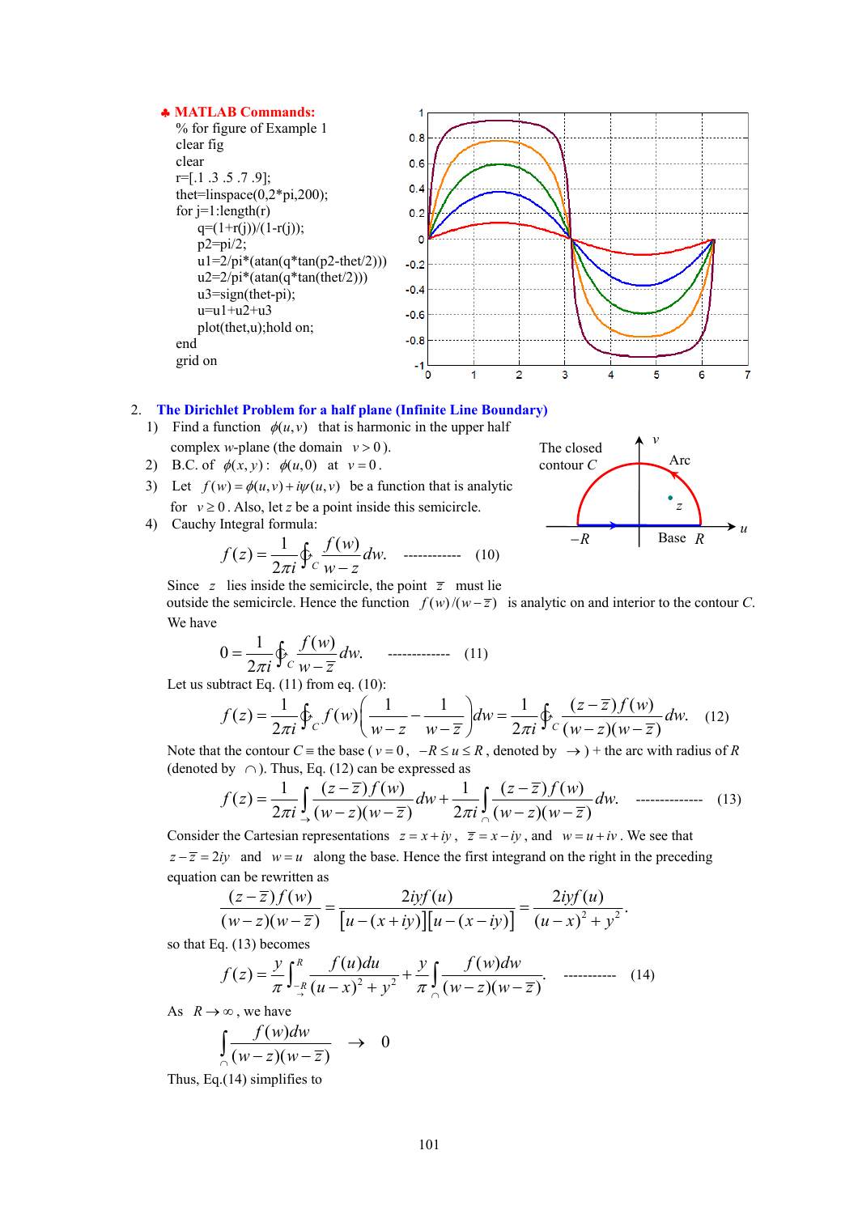♣ **MATLAB Commands:**

```
% for figure of Example 1
clear fig
clear
r=[.1 .3 .5 .7 .9];
thet=linspace(0,2*pi,200);
for j=1:length(r)
     q=(1+r(j))/(1-r(j));
     p2=pi/2;
     u1=2/pi*(atan(q*tan(p2-thet/2)))
     u2=2/pi*(atan(q*tan(thet/2)))
     u3=sign(thet-pi);
     u=u1+u2+u3
     plot(thet,u);hold on;
end
grid on
```

2. **The Dirichlet Problem for a half plane (Infinite Line Boundary)**

1) Find a function $\phi(u,v)$ that is harmonic in the upper half complex $w$-plane (the domain $v>0$).

2) B.C. of $\phi(x,y)$: $\phi(u,0)$ at $v=0$.

3) Let $f(w)=\phi(u,v)+i\psi(u,v)$ be a function that is analytic for $v\geq 0$. Also, let $z$ be a point inside this semicircle.

4) Cauchy Integral formula:

The closed contour $C$ — Arc — Base $R$ — $-R$ — $u$ — $v$ — $z$

$$f(z)=\frac{1}{2\pi i}\oint_C \frac{f(w)}{w-z}dw. \qquad \text{------------} \quad (10)$$

Since $z$ lies inside the semicircle, the point $\bar{z}$ must lie outside the semicircle. Hence the function $f(w)/(w-\bar{z})$ is analytic on and interior to the contour $C$. We have

$$0=\frac{1}{2\pi i}\oint_C \frac{f(w)}{w-\bar{z}}dw. \qquad \text{-------------} \quad (11)$$

Let us subtract Eq. (11) from eq. (10):

$$f(z)=\frac{1}{2\pi i}\oint_C f(w)\left(\frac{1}{w-z}-\frac{1}{w-\bar{z}}\right)dw=\frac{1}{2\pi i}\oint_C \frac{(z-\bar{z})f(w)}{(w-z)(w-\bar{z})}dw. \quad (12)$$

Note that the contour $C\equiv$ the base ($v=0$, $-R\leq u\leq R$, denoted by $\rightarrow$) + the arc with radius of $R$ (denoted by $\frown$). Thus, Eq. (12) can be expressed as

$$f(z)=\frac{1}{2\pi i}\int_{\rightarrow}\frac{(z-\bar{z})f(w)}{(w-z)(w-\bar{z})}dw+\frac{1}{2\pi i}\int_{\frown}\frac{(z-\bar{z})f(w)}{(w-z)(w-\bar{z})}dw. \qquad \text{--------------} \quad (13)$$

Consider the Cartesian representations $z=x+iy$, $\bar{z}=x-iy$, and $w=u+iv$. We see that $z-\bar{z}=2iy$ and $w=u$ along the base. Hence the first integrand on the right in the preceding equation can be rewritten as

$$\frac{(z-\bar{z})f(w)}{(w-z)(w-\bar{z})}=\frac{2iyf(u)}{[u-(x+iy)][u-(x-iy)]}=\frac{2iyf(u)}{(u-x)^2+y^2}.$$

so that Eq. (13) becomes

$$f(z)=\frac{y}{\pi}\int_{-R\,\rightarrow}^{R}\frac{f(u)du}{(u-x)^2+y^2}+\frac{y}{\pi}\int_{\frown}\frac{f(w)dw}{(w-z)(w-\bar{z})}. \qquad \text{-----------} \quad (14)$$

As $R\rightarrow\infty$, we have

$$\int_{\frown}\frac{f(w)dw}{(w-z)(w-\bar{z})} \quad \rightarrow \quad 0$$

Thus, Eq.(14) simplifies to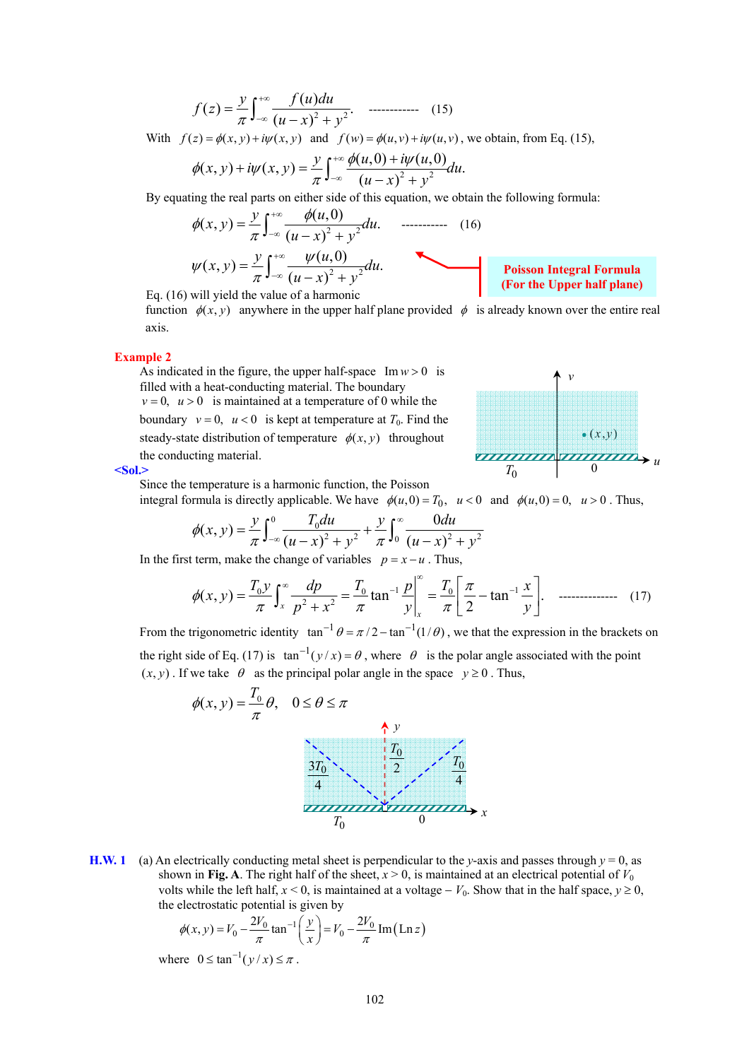$$f(z) = \frac{y}{\pi}\int_{-\infty}^{+\infty} \frac{f(u)du}{(u-x)^2 + y^2}. \quad \text{------------} \quad (15)$$

With $f(z) = \phi(x,y) + i\psi(x,y)$ and $f(w) = \phi(u,v) + i\psi(u,v)$, we obtain, from Eq. (15),

$$\phi(x,y) + i\psi(x,y) = \frac{y}{\pi}\int_{-\infty}^{+\infty} \frac{\phi(u,0) + i\psi(u,0)}{(u-x)^2 + y^2}du.$$

By equating the real parts on either side of this equation, we obtain the following formula:

$$\phi(x,y) = \frac{y}{\pi}\int_{-\infty}^{+\infty} \frac{\phi(u,0)}{(u-x)^2 + y^2}du. \quad \text{-----------} \quad (16)$$

$$\psi(x,y) = \frac{y}{\pi}\int_{-\infty}^{+\infty} \frac{\psi(u,0)}{(u-x)^2 + y^2}du.$$

**Poisson Integral Formula (For the Upper half plane)**

Eq. (16) will yield the value of a harmonic function $\phi(x,y)$ anywhere in the upper half plane provided $\phi$ is already known over the entire real axis.

**Example 2**

As indicated in the figure, the upper half-space $\operatorname{Im} w > 0$ is filled with a heat-conducting material. The boundary $v = 0,\ u > 0$ is maintained at a temperature of 0 while the boundary $v = 0,\ u < 0$ is kept at temperature at $T_0$. Find the steady-state distribution of temperature $\phi(x,y)$ throughout the conducting material.

**<Sol.>**

Since the temperature is a harmonic function, the Poisson integral formula is directly applicable. We have $\phi(u,0) = T_0,\ u < 0$ and $\phi(u,0) = 0,\ u > 0$. Thus,

$$\phi(x,y) = \frac{y}{\pi}\int_{-\infty}^{0} \frac{T_0 du}{(u-x)^2 + y^2} + \frac{y}{\pi}\int_{0}^{\infty} \frac{0du}{(u-x)^2 + y^2}$$

In the first term, make the change of variables $p = x - u$. Thus,

$$\phi(x,y) = \frac{T_0 y}{\pi}\int_{x}^{\infty} \frac{dp}{p^2 + x^2} = \frac{T_0}{\pi}\tan^{-1}\frac{p}{y}\bigg|_x^{\infty} = \frac{T_0}{\pi}\left[\frac{\pi}{2} - \tan^{-1}\frac{x}{y}\right]. \quad \text{-------------} \quad (17)$$

From the trigonometric identity $\tan^{-1}\theta = \pi/2 - \tan^{-1}(1/\theta)$, we that the expression in the brackets on the right side of Eq. (17) is $\tan^{-1}(y/x) = \theta$, where $\theta$ is the polar angle associated with the point $(x,y)$. If we take $\theta$ as the principal polar angle in the space $y \geq 0$. Thus,

$$\phi(x,y) = \frac{T_0}{\pi}\theta, \quad 0 \leq \theta \leq \pi$$

**H.W. 1** (a) An electrically conducting metal sheet is perpendicular to the $y$-axis and passes through $y = 0$, as shown in **Fig. A**. The right half of the sheet, $x > 0$, is maintained at an electrical potential of $V_0$ volts while the left half, $x < 0$, is maintained at a voltage $-V_0$. Show that in the half space, $y \geq 0$, the electrostatic potential is given by

$$\phi(x,y) = V_0 - \frac{2V_0}{\pi}\tan^{-1}\left(\frac{y}{x}\right) = V_0 - \frac{2V_0}{\pi}\operatorname{Im}(\operatorname{Ln} z)$$

where $0 \leq \tan^{-1}(y/x) \leq \pi$.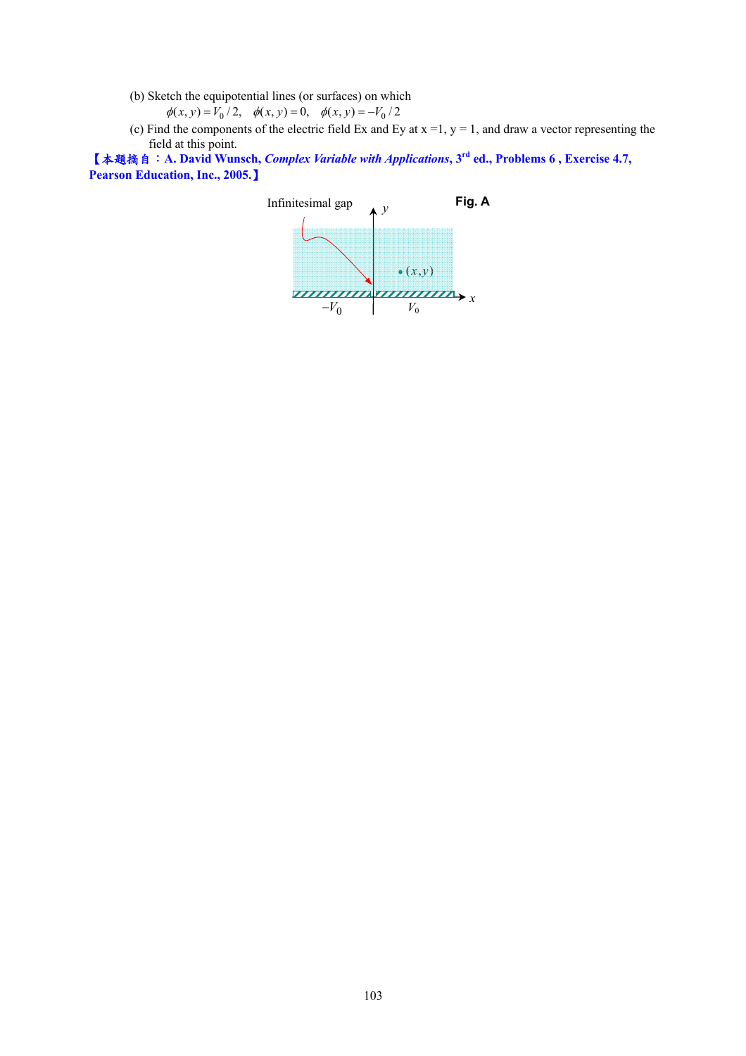(b) Sketch the equipotential lines (or surfaces) on which

$$\phi(x, y) = V_0 / 2, \quad \phi(x, y) = 0, \quad \phi(x, y) = -V_0 / 2$$

(c) Find the components of the electric field Ex and Ey at x =1, y = 1, and draw a vector representing the field at this point.

【本題摘自：A. David Wunsch, *Complex Variable with Applications*, 3rd ed., Problems 6 , Exercise 4.7, Pearson Education, Inc., 2005.】

Infinitesimal gap

$y$

$x$

$\bullet (x, y)$

$-V_0$

$V_0$

**Fig. A**